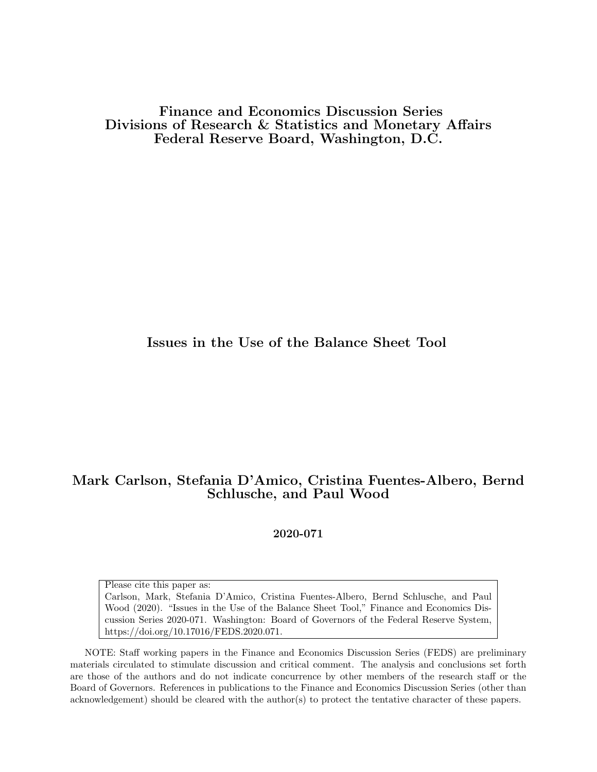**Finance and Economics Discussion Series**
**Divisions of Research & Statistics and Monetary Affairs**
**Federal Reserve Board, Washington, D.C.**

# Issues in the Use of the Balance Sheet Tool

**Mark Carlson, Stefania D'Amico, Cristina Fuentes-Albero, Bernd Schlusche, and Paul Wood**

**2020-071**

Please cite this paper as:
Carlson, Mark, Stefania D'Amico, Cristina Fuentes-Albero, Bernd Schlusche, and Paul Wood (2020). "Issues in the Use of the Balance Sheet Tool," Finance and Economics Discussion Series 2020-071. Washington: Board of Governors of the Federal Reserve System, https://doi.org/10.17016/FEDS.2020.071.

NOTE: Staff working papers in the Finance and Economics Discussion Series (FEDS) are preliminary materials circulated to stimulate discussion and critical comment. The analysis and conclusions set forth are those of the authors and do not indicate concurrence by other members of the research staff or the Board of Governors. References in publications to the Finance and Economics Discussion Series (other than acknowledgement) should be cleared with the author(s) to protect the tentative character of these papers.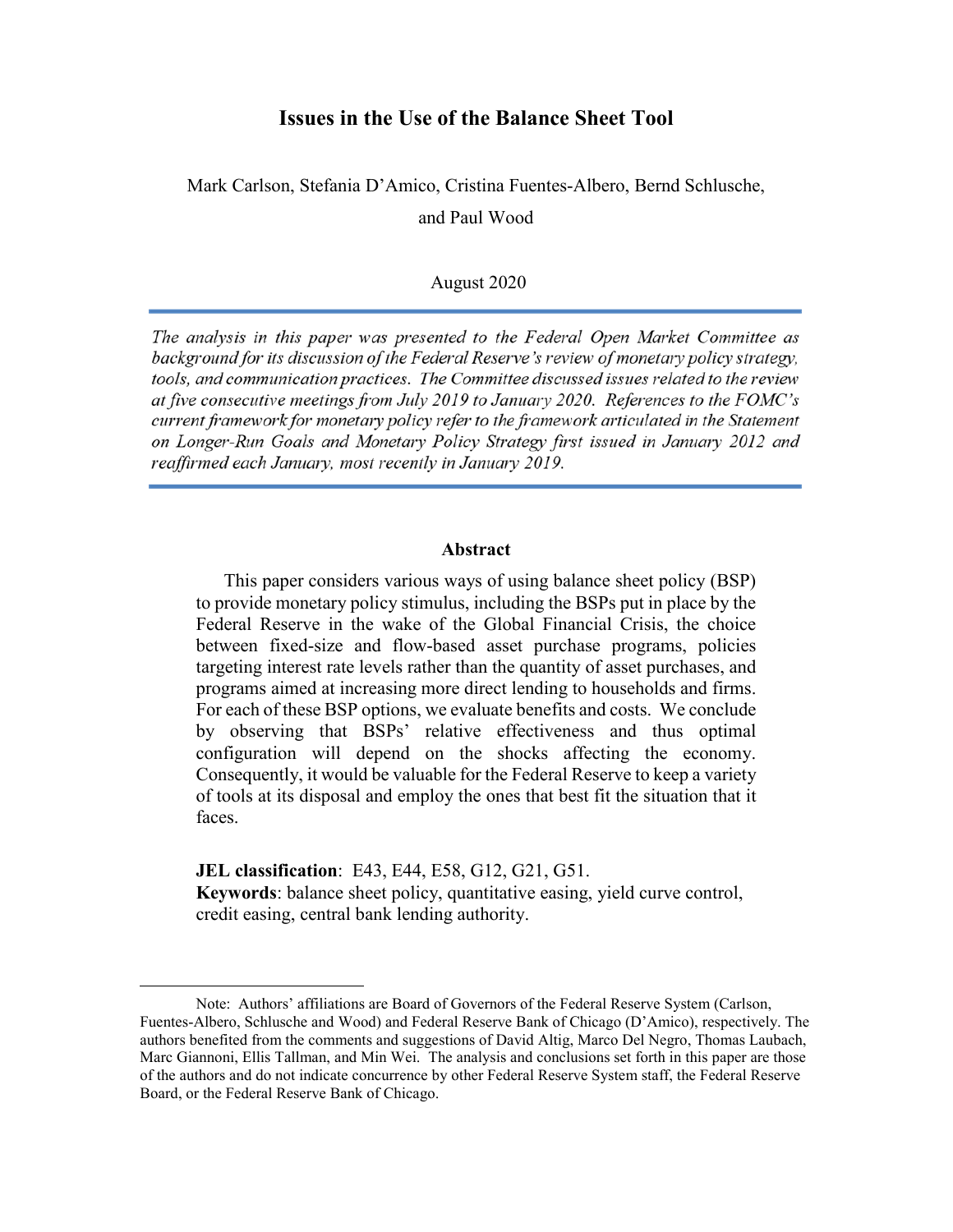# Issues in the Use of the Balance Sheet Tool

Mark Carlson, Stefania D'Amico, Cristina Fuentes-Albero, Bernd Schlusche, and Paul Wood

August 2020

---

*The analysis in this paper was presented to the Federal Open Market Committee as background for its discussion of the Federal Reserve's review of monetary policy strategy, tools, and communication practices. The Committee discussed issues related to the review at five consecutive meetings from July 2019 to January 2020. References to the FOMC's current framework for monetary policy refer to the framework articulated in the Statement on Longer-Run Goals and Monetary Policy Strategy first issued in January 2012 and reaffirmed each January, most recently in January 2019.*

---

## Abstract

This paper considers various ways of using balance sheet policy (BSP) to provide monetary policy stimulus, including the BSPs put in place by the Federal Reserve in the wake of the Global Financial Crisis, the choice between fixed-size and flow-based asset purchase programs, policies targeting interest rate levels rather than the quantity of asset purchases, and programs aimed at increasing more direct lending to households and firms. For each of these BSP options, we evaluate benefits and costs. We conclude by observing that BSPs' relative effectiveness and thus optimal configuration will depend on the shocks affecting the economy. Consequently, it would be valuable for the Federal Reserve to keep a variety of tools at its disposal and employ the ones that best fit the situation that it faces.

**JEL classification**: E43, E44, E58, G12, G21, G51.
**Keywords**: balance sheet policy, quantitative easing, yield curve control, credit easing, central bank lending authority.

---

Note: Authors' affiliations are Board of Governors of the Federal Reserve System (Carlson, Fuentes-Albero, Schlusche and Wood) and Federal Reserve Bank of Chicago (D'Amico), respectively. The authors benefited from the comments and suggestions of David Altig, Marco Del Negro, Thomas Laubach, Marc Giannoni, Ellis Tallman, and Min Wei. The analysis and conclusions set forth in this paper are those of the authors and do not indicate concurrence by other Federal Reserve System staff, the Federal Reserve Board, or the Federal Reserve Bank of Chicago.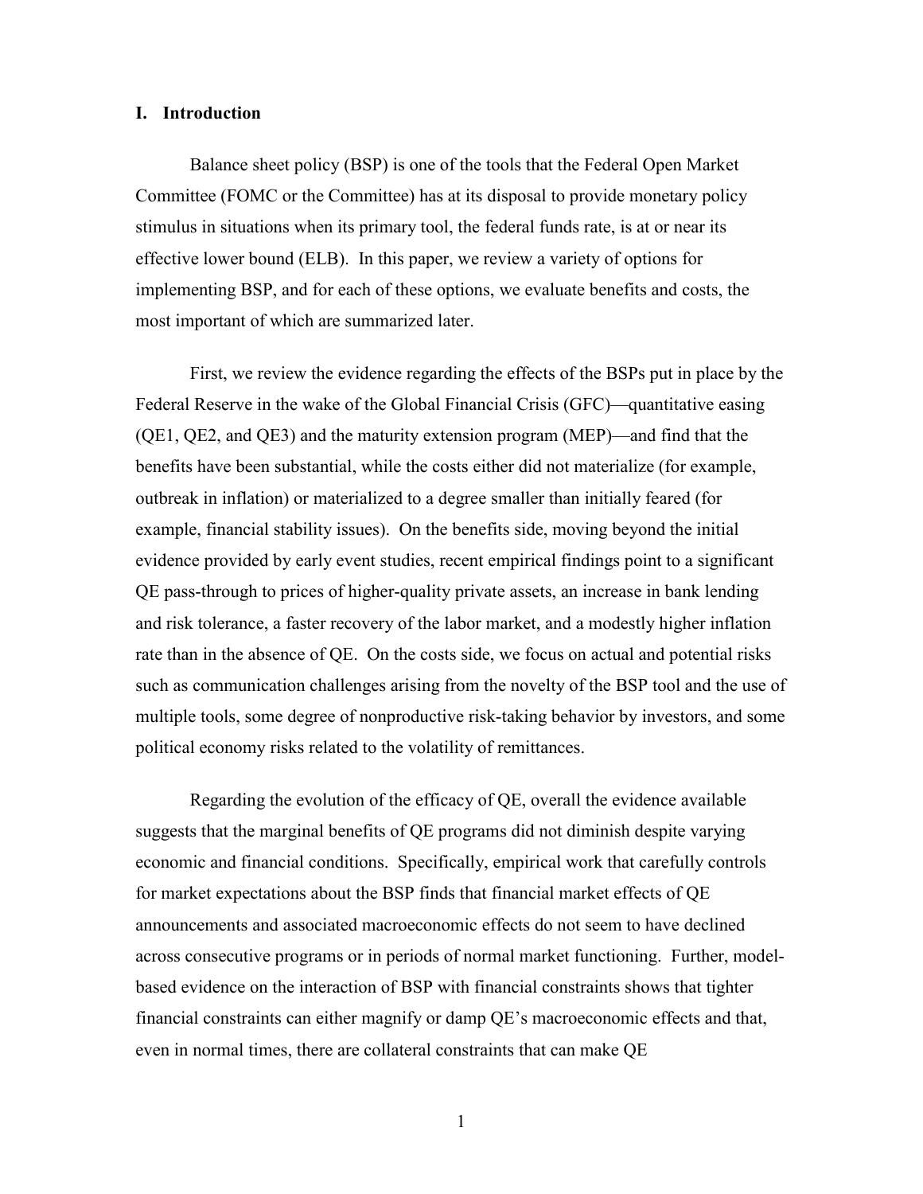## I. Introduction

Balance sheet policy (BSP) is one of the tools that the Federal Open Market Committee (FOMC or the Committee) has at its disposal to provide monetary policy stimulus in situations when its primary tool, the federal funds rate, is at or near its effective lower bound (ELB). In this paper, we review a variety of options for implementing BSP, and for each of these options, we evaluate benefits and costs, the most important of which are summarized later.

First, we review the evidence regarding the effects of the BSPs put in place by the Federal Reserve in the wake of the Global Financial Crisis (GFC)—quantitative easing (QE1, QE2, and QE3) and the maturity extension program (MEP)—and find that the benefits have been substantial, while the costs either did not materialize (for example, outbreak in inflation) or materialized to a degree smaller than initially feared (for example, financial stability issues). On the benefits side, moving beyond the initial evidence provided by early event studies, recent empirical findings point to a significant QE pass-through to prices of higher-quality private assets, an increase in bank lending and risk tolerance, a faster recovery of the labor market, and a modestly higher inflation rate than in the absence of QE. On the costs side, we focus on actual and potential risks such as communication challenges arising from the novelty of the BSP tool and the use of multiple tools, some degree of nonproductive risk-taking behavior by investors, and some political economy risks related to the volatility of remittances.

Regarding the evolution of the efficacy of QE, overall the evidence available suggests that the marginal benefits of QE programs did not diminish despite varying economic and financial conditions. Specifically, empirical work that carefully controls for market expectations about the BSP finds that financial market effects of QE announcements and associated macroeconomic effects do not seem to have declined across consecutive programs or in periods of normal market functioning. Further, model-based evidence on the interaction of BSP with financial constraints shows that tighter financial constraints can either magnify or damp QE's macroeconomic effects and that, even in normal times, there are collateral constraints that can make QE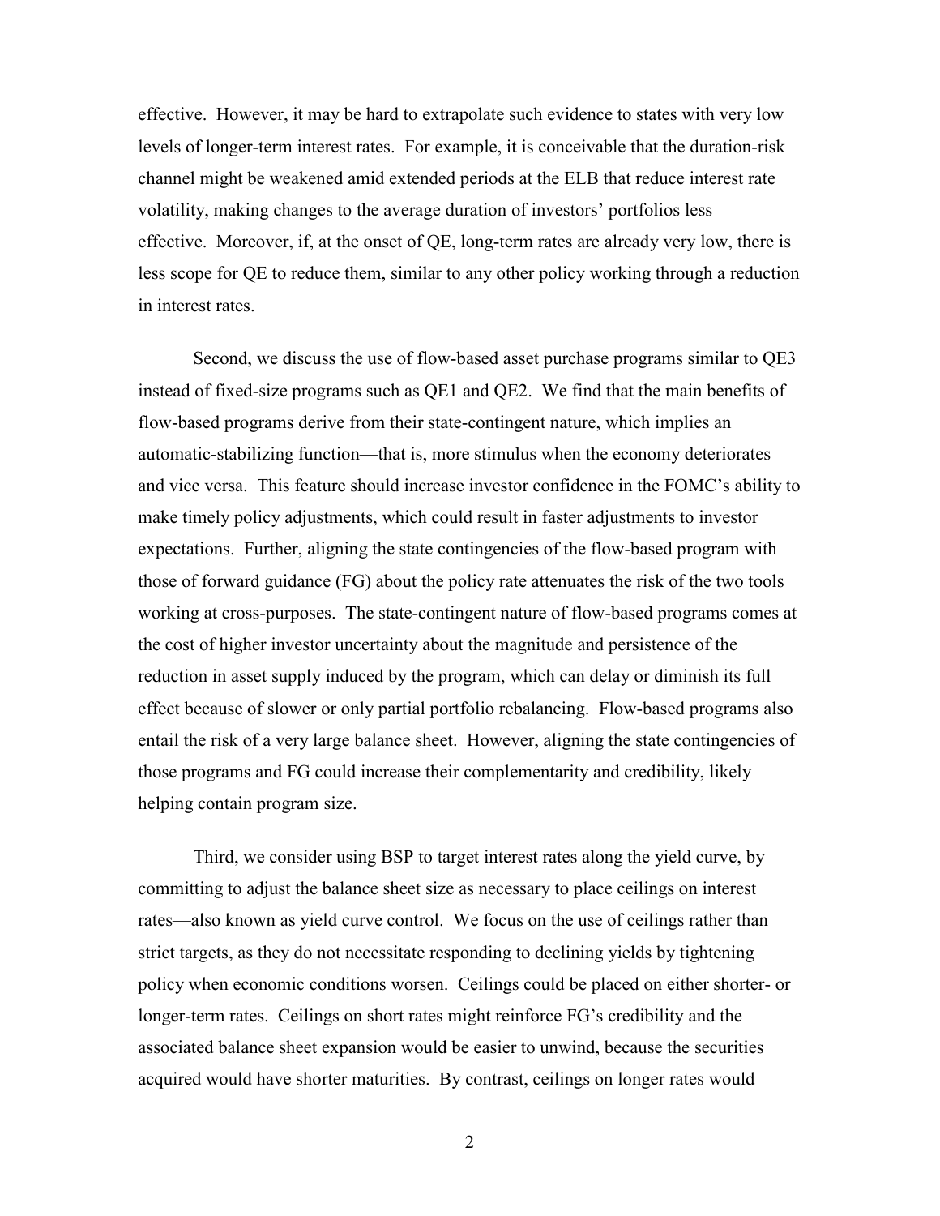effective. However, it may be hard to extrapolate such evidence to states with very low levels of longer-term interest rates. For example, it is conceivable that the duration-risk channel might be weakened amid extended periods at the ELB that reduce interest rate volatility, making changes to the average duration of investors' portfolios less effective. Moreover, if, at the onset of QE, long-term rates are already very low, there is less scope for QE to reduce them, similar to any other policy working through a reduction in interest rates.

Second, we discuss the use of flow-based asset purchase programs similar to QE3 instead of fixed-size programs such as QE1 and QE2. We find that the main benefits of flow-based programs derive from their state-contingent nature, which implies an automatic-stabilizing function—that is, more stimulus when the economy deteriorates and vice versa. This feature should increase investor confidence in the FOMC's ability to make timely policy adjustments, which could result in faster adjustments to investor expectations. Further, aligning the state contingencies of the flow-based program with those of forward guidance (FG) about the policy rate attenuates the risk of the two tools working at cross-purposes. The state-contingent nature of flow-based programs comes at the cost of higher investor uncertainty about the magnitude and persistence of the reduction in asset supply induced by the program, which can delay or diminish its full effect because of slower or only partial portfolio rebalancing. Flow-based programs also entail the risk of a very large balance sheet. However, aligning the state contingencies of those programs and FG could increase their complementarity and credibility, likely helping contain program size.

Third, we consider using BSP to target interest rates along the yield curve, by committing to adjust the balance sheet size as necessary to place ceilings on interest rates—also known as yield curve control. We focus on the use of ceilings rather than strict targets, as they do not necessitate responding to declining yields by tightening policy when economic conditions worsen. Ceilings could be placed on either shorter- or longer-term rates. Ceilings on short rates might reinforce FG's credibility and the associated balance sheet expansion would be easier to unwind, because the securities acquired would have shorter maturities. By contrast, ceilings on longer rates would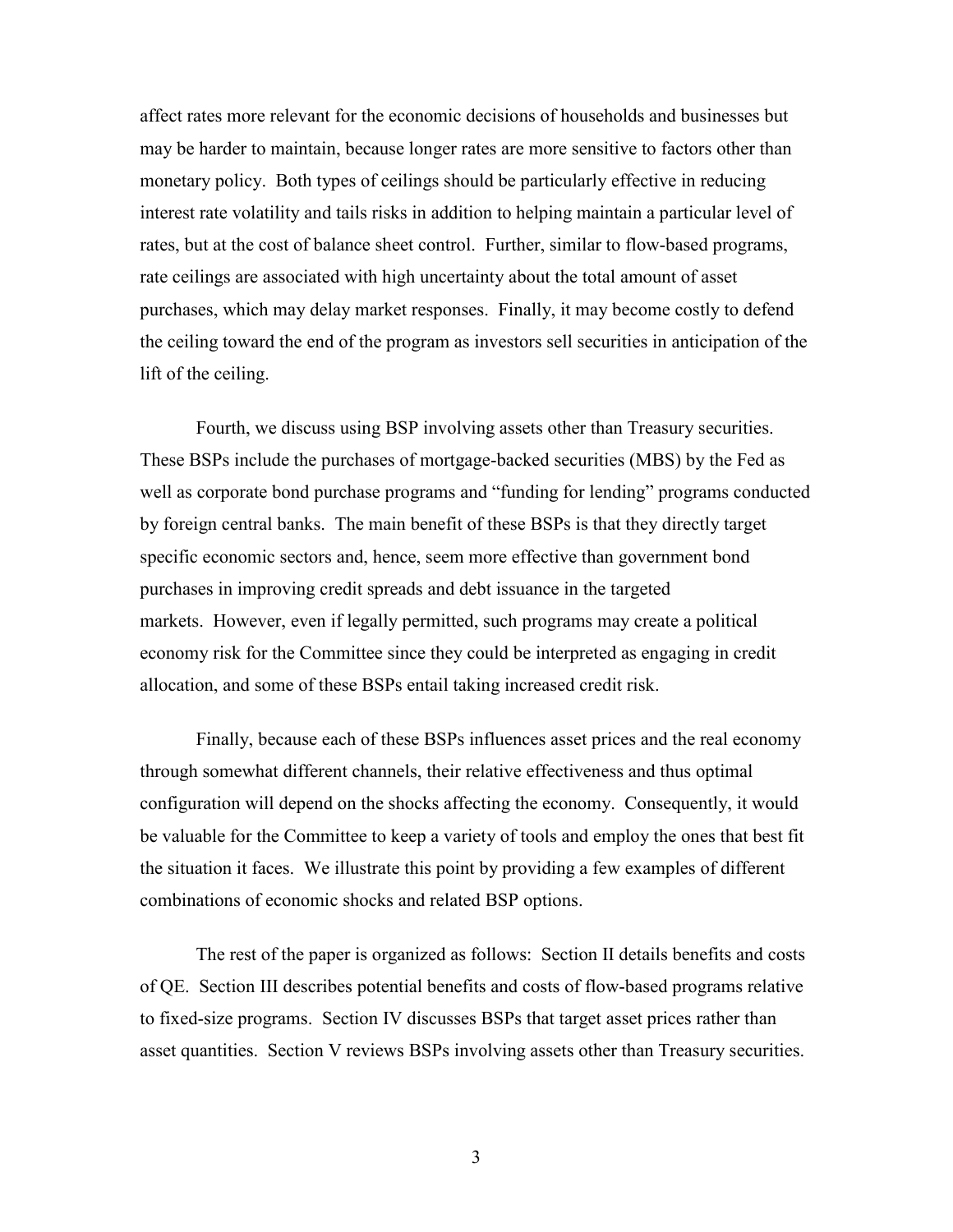affect rates more relevant for the economic decisions of households and businesses but may be harder to maintain, because longer rates are more sensitive to factors other than monetary policy. Both types of ceilings should be particularly effective in reducing interest rate volatility and tails risks in addition to helping maintain a particular level of rates, but at the cost of balance sheet control. Further, similar to flow-based programs, rate ceilings are associated with high uncertainty about the total amount of asset purchases, which may delay market responses. Finally, it may become costly to defend the ceiling toward the end of the program as investors sell securities in anticipation of the lift of the ceiling.

Fourth, we discuss using BSP involving assets other than Treasury securities. These BSPs include the purchases of mortgage-backed securities (MBS) by the Fed as well as corporate bond purchase programs and "funding for lending" programs conducted by foreign central banks. The main benefit of these BSPs is that they directly target specific economic sectors and, hence, seem more effective than government bond purchases in improving credit spreads and debt issuance in the targeted markets. However, even if legally permitted, such programs may create a political economy risk for the Committee since they could be interpreted as engaging in credit allocation, and some of these BSPs entail taking increased credit risk.

Finally, because each of these BSPs influences asset prices and the real economy through somewhat different channels, their relative effectiveness and thus optimal configuration will depend on the shocks affecting the economy. Consequently, it would be valuable for the Committee to keep a variety of tools and employ the ones that best fit the situation it faces. We illustrate this point by providing a few examples of different combinations of economic shocks and related BSP options.

The rest of the paper is organized as follows: Section II details benefits and costs of QE. Section III describes potential benefits and costs of flow-based programs relative to fixed-size programs. Section IV discusses BSPs that target asset prices rather than asset quantities. Section V reviews BSPs involving assets other than Treasury securities.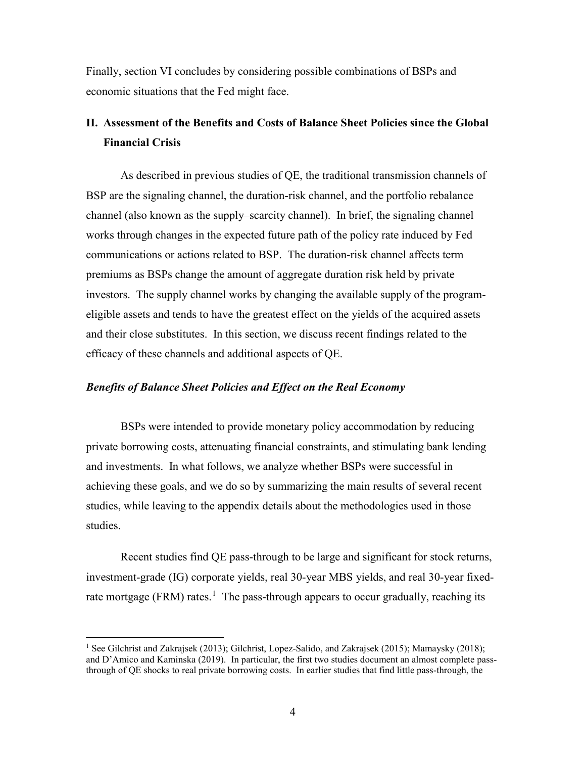Finally, section VI concludes by considering possible combinations of BSPs and economic situations that the Fed might face.

## II. Assessment of the Benefits and Costs of Balance Sheet Policies since the Global Financial Crisis

As described in previous studies of QE, the traditional transmission channels of BSP are the signaling channel, the duration-risk channel, and the portfolio rebalance channel (also known as the supply–scarcity channel). In brief, the signaling channel works through changes in the expected future path of the policy rate induced by Fed communications or actions related to BSP. The duration-risk channel affects term premiums as BSPs change the amount of aggregate duration risk held by private investors. The supply channel works by changing the available supply of the program-eligible assets and tends to have the greatest effect on the yields of the acquired assets and their close substitutes. In this section, we discuss recent findings related to the efficacy of these channels and additional aspects of QE.

### *Benefits of Balance Sheet Policies and Effect on the Real Economy*

BSPs were intended to provide monetary policy accommodation by reducing private borrowing costs, attenuating financial constraints, and stimulating bank lending and investments. In what follows, we analyze whether BSPs were successful in achieving these goals, and we do so by summarizing the main results of several recent studies, while leaving to the appendix details about the methodologies used in those studies.

Recent studies find QE pass-through to be large and significant for stock returns, investment-grade (IG) corporate yields, real 30-year MBS yields, and real 30-year fixed-rate mortgage (FRM) rates.[1] The pass-through appears to occur gradually, reaching its

[1] See Gilchrist and Zakrajsek (2013); Gilchrist, Lopez-Salido, and Zakrajsek (2015); Mamaysky (2018); and D'Amico and Kaminska (2019). In particular, the first two studies document an almost complete pass-through of QE shocks to real private borrowing costs. In earlier studies that find little pass-through, the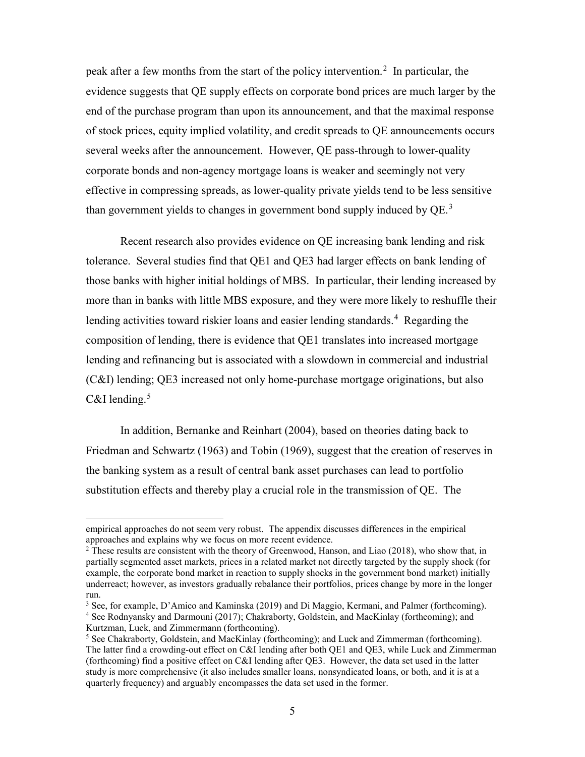peak after a few months from the start of the policy intervention.[2] In particular, the evidence suggests that QE supply effects on corporate bond prices are much larger by the end of the purchase program than upon its announcement, and that the maximal response of stock prices, equity implied volatility, and credit spreads to QE announcements occurs several weeks after the announcement. However, QE pass-through to lower-quality corporate bonds and non-agency mortgage loans is weaker and seemingly not very effective in compressing spreads, as lower-quality private yields tend to be less sensitive than government yields to changes in government bond supply induced by QE.[3]

Recent research also provides evidence on QE increasing bank lending and risk tolerance. Several studies find that QE1 and QE3 had larger effects on bank lending of those banks with higher initial holdings of MBS. In particular, their lending increased by more than in banks with little MBS exposure, and they were more likely to reshuffle their lending activities toward riskier loans and easier lending standards.[4] Regarding the composition of lending, there is evidence that QE1 translates into increased mortgage lending and refinancing but is associated with a slowdown in commercial and industrial (C&I) lending; QE3 increased not only home-purchase mortgage originations, but also C&I lending.[5]

In addition, Bernanke and Reinhart (2004), based on theories dating back to Friedman and Schwartz (1963) and Tobin (1969), suggest that the creation of reserves in the banking system as a result of central bank asset purchases can lead to portfolio substitution effects and thereby play a crucial role in the transmission of QE. The

---

empirical approaches do not seem very robust. The appendix discusses differences in the empirical approaches and explains why we focus on more recent evidence.

[2] These results are consistent with the theory of Greenwood, Hanson, and Liao (2018), who show that, in partially segmented asset markets, prices in a related market not directly targeted by the supply shock (for example, the corporate bond market in reaction to supply shocks in the government bond market) initially underreact; however, as investors gradually rebalance their portfolios, prices change by more in the longer run.

[3] See, for example, D'Amico and Kaminska (2019) and Di Maggio, Kermani, and Palmer (forthcoming).

[4] See Rodnyansky and Darmouni (2017); Chakraborty, Goldstein, and MacKinlay (forthcoming); and Kurtzman, Luck, and Zimmermann (forthcoming).

[5] See Chakraborty, Goldstein, and MacKinlay (forthcoming); and Luck and Zimmerman (forthcoming). The latter find a crowding-out effect on C&I lending after both QE1 and QE3, while Luck and Zimmerman (forthcoming) find a positive effect on C&I lending after QE3. However, the data set used in the latter study is more comprehensive (it also includes smaller loans, nonsyndicated loans, or both, and it is at a quarterly frequency) and arguably encompasses the data set used in the former.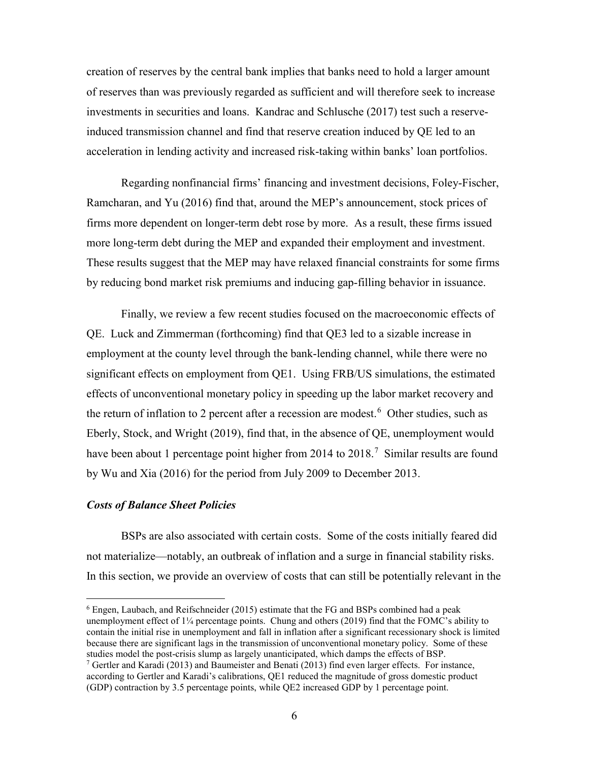creation of reserves by the central bank implies that banks need to hold a larger amount of reserves than was previously regarded as sufficient and will therefore seek to increase investments in securities and loans. Kandrac and Schlusche (2017) test such a reserve-induced transmission channel and find that reserve creation induced by QE led to an acceleration in lending activity and increased risk-taking within banks' loan portfolios.

Regarding nonfinancial firms' financing and investment decisions, Foley-Fischer, Ramcharan, and Yu (2016) find that, around the MEP's announcement, stock prices of firms more dependent on longer-term debt rose by more. As a result, these firms issued more long-term debt during the MEP and expanded their employment and investment. These results suggest that the MEP may have relaxed financial constraints for some firms by reducing bond market risk premiums and inducing gap-filling behavior in issuance.

Finally, we review a few recent studies focused on the macroeconomic effects of QE. Luck and Zimmerman (forthcoming) find that QE3 led to a sizable increase in employment at the county level through the bank-lending channel, while there were no significant effects on employment from QE1. Using FRB/US simulations, the estimated effects of unconventional monetary policy in speeding up the labor market recovery and the return of inflation to 2 percent after a recession are modest.[6] Other studies, such as Eberly, Stock, and Wright (2019), find that, in the absence of QE, unemployment would have been about 1 percentage point higher from 2014 to 2018.[7] Similar results are found by Wu and Xia (2016) for the period from July 2009 to December 2013.

### *Costs of Balance Sheet Policies*

BSPs are also associated with certain costs. Some of the costs initially feared did not materialize—notably, an outbreak of inflation and a surge in financial stability risks. In this section, we provide an overview of costs that can still be potentially relevant in the

---

[6] Engen, Laubach, and Reifschneider (2015) estimate that the FG and BSPs combined had a peak unemployment effect of 1¼ percentage points. Chung and others (2019) find that the FOMC's ability to contain the initial rise in unemployment and fall in inflation after a significant recessionary shock is limited because there are significant lags in the transmission of unconventional monetary policy. Some of these studies model the post-crisis slump as largely unanticipated, which damps the effects of BSP.

[7] Gertler and Karadi (2013) and Baumeister and Benati (2013) find even larger effects. For instance, according to Gertler and Karadi's calibrations, QE1 reduced the magnitude of gross domestic product (GDP) contraction by 3.5 percentage points, while QE2 increased GDP by 1 percentage point.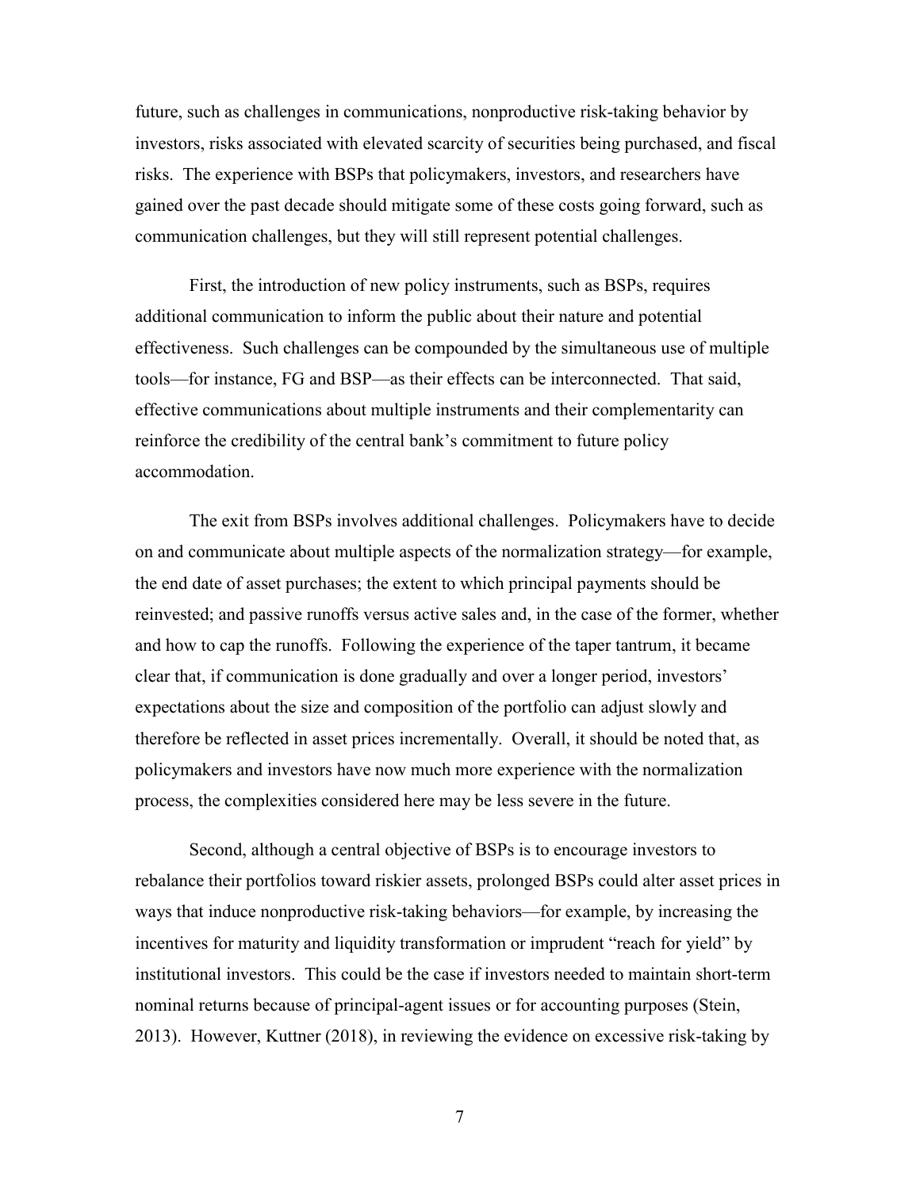future, such as challenges in communications, nonproductive risk-taking behavior by investors, risks associated with elevated scarcity of securities being purchased, and fiscal risks. The experience with BSPs that policymakers, investors, and researchers have gained over the past decade should mitigate some of these costs going forward, such as communication challenges, but they will still represent potential challenges.

First, the introduction of new policy instruments, such as BSPs, requires additional communication to inform the public about their nature and potential effectiveness. Such challenges can be compounded by the simultaneous use of multiple tools—for instance, FG and BSP—as their effects can be interconnected. That said, effective communications about multiple instruments and their complementarity can reinforce the credibility of the central bank's commitment to future policy accommodation.

The exit from BSPs involves additional challenges. Policymakers have to decide on and communicate about multiple aspects of the normalization strategy—for example, the end date of asset purchases; the extent to which principal payments should be reinvested; and passive runoffs versus active sales and, in the case of the former, whether and how to cap the runoffs. Following the experience of the taper tantrum, it became clear that, if communication is done gradually and over a longer period, investors' expectations about the size and composition of the portfolio can adjust slowly and therefore be reflected in asset prices incrementally. Overall, it should be noted that, as policymakers and investors have now much more experience with the normalization process, the complexities considered here may be less severe in the future.

Second, although a central objective of BSPs is to encourage investors to rebalance their portfolios toward riskier assets, prolonged BSPs could alter asset prices in ways that induce nonproductive risk-taking behaviors—for example, by increasing the incentives for maturity and liquidity transformation or imprudent "reach for yield" by institutional investors. This could be the case if investors needed to maintain short-term nominal returns because of principal-agent issues or for accounting purposes (Stein, 2013). However, Kuttner (2018), in reviewing the evidence on excessive risk-taking by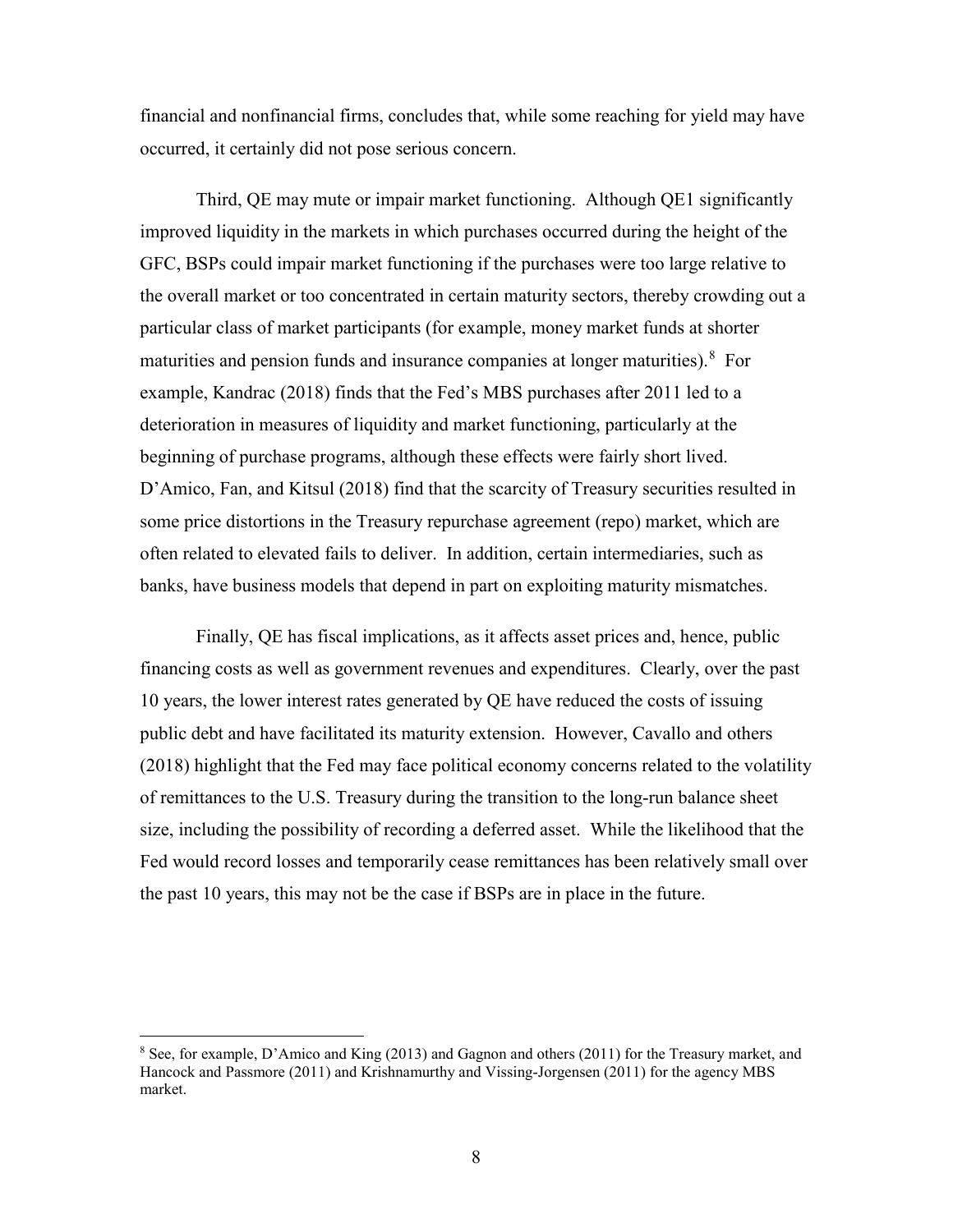financial and nonfinancial firms, concludes that, while some reaching for yield may have occurred, it certainly did not pose serious concern.

Third, QE may mute or impair market functioning. Although QE1 significantly improved liquidity in the markets in which purchases occurred during the height of the GFC, BSPs could impair market functioning if the purchases were too large relative to the overall market or too concentrated in certain maturity sectors, thereby crowding out a particular class of market participants (for example, money market funds at shorter maturities and pension funds and insurance companies at longer maturities).[8] For example, Kandrac (2018) finds that the Fed's MBS purchases after 2011 led to a deterioration in measures of liquidity and market functioning, particularly at the beginning of purchase programs, although these effects were fairly short lived. D'Amico, Fan, and Kitsul (2018) find that the scarcity of Treasury securities resulted in some price distortions in the Treasury repurchase agreement (repo) market, which are often related to elevated fails to deliver. In addition, certain intermediaries, such as banks, have business models that depend in part on exploiting maturity mismatches.

Finally, QE has fiscal implications, as it affects asset prices and, hence, public financing costs as well as government revenues and expenditures. Clearly, over the past 10 years, the lower interest rates generated by QE have reduced the costs of issuing public debt and have facilitated its maturity extension. However, Cavallo and others (2018) highlight that the Fed may face political economy concerns related to the volatility of remittances to the U.S. Treasury during the transition to the long-run balance sheet size, including the possibility of recording a deferred asset. While the likelihood that the Fed would record losses and temporarily cease remittances has been relatively small over the past 10 years, this may not be the case if BSPs are in place in the future.

[8] See, for example, D'Amico and King (2013) and Gagnon and others (2011) for the Treasury market, and Hancock and Passmore (2011) and Krishnamurthy and Vissing-Jorgensen (2011) for the agency MBS market.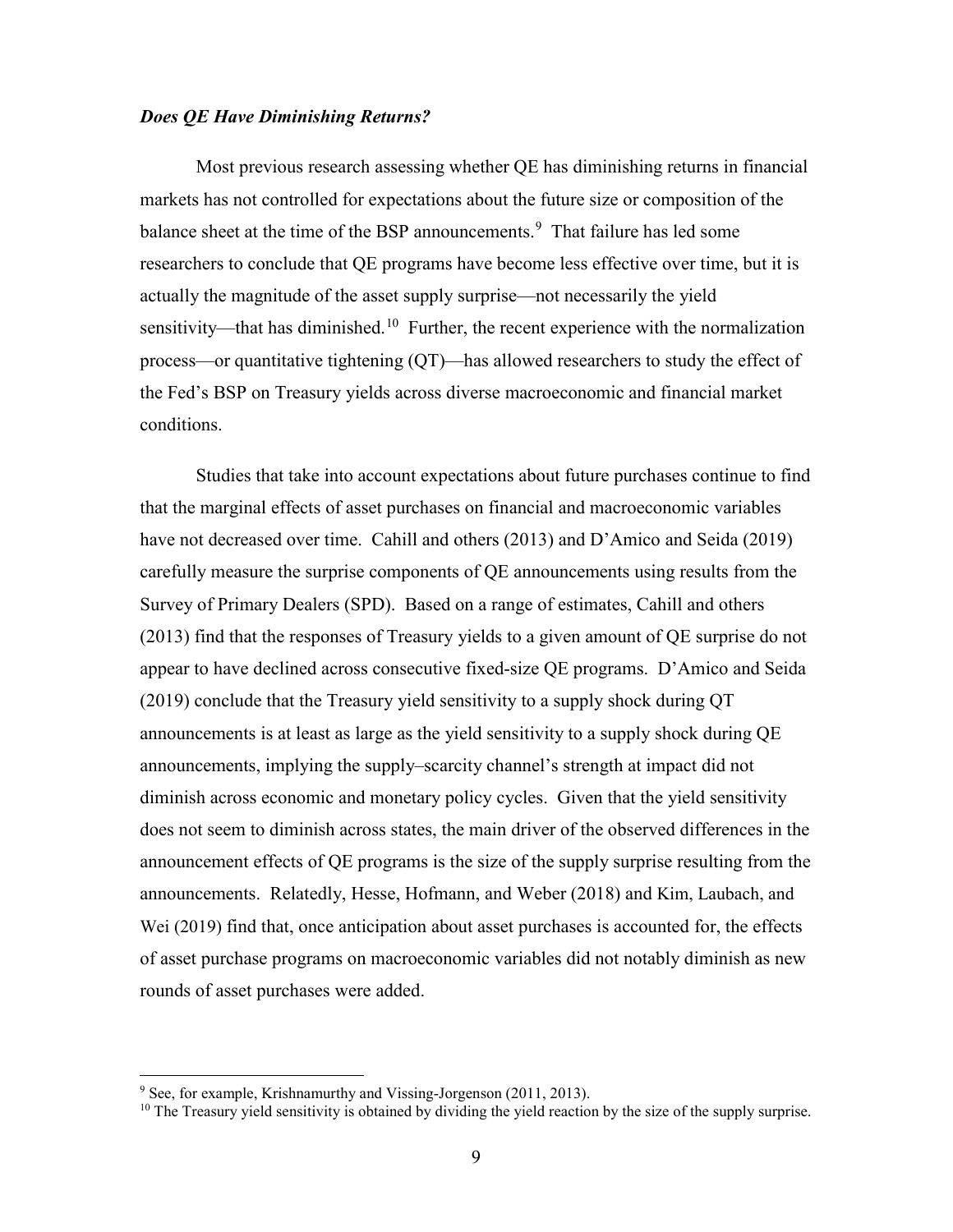### *Does QE Have Diminishing Returns?*

Most previous research assessing whether QE has diminishing returns in financial markets has not controlled for expectations about the future size or composition of the balance sheet at the time of the BSP announcements.[9] That failure has led some researchers to conclude that QE programs have become less effective over time, but it is actually the magnitude of the asset supply surprise—not necessarily the yield sensitivity—that has diminished.[10] Further, the recent experience with the normalization process—or quantitative tightening (QT)—has allowed researchers to study the effect of the Fed's BSP on Treasury yields across diverse macroeconomic and financial market conditions.

Studies that take into account expectations about future purchases continue to find that the marginal effects of asset purchases on financial and macroeconomic variables have not decreased over time. Cahill and others (2013) and D'Amico and Seida (2019) carefully measure the surprise components of QE announcements using results from the Survey of Primary Dealers (SPD). Based on a range of estimates, Cahill and others (2013) find that the responses of Treasury yields to a given amount of QE surprise do not appear to have declined across consecutive fixed-size QE programs. D'Amico and Seida (2019) conclude that the Treasury yield sensitivity to a supply shock during QT announcements is at least as large as the yield sensitivity to a supply shock during QE announcements, implying the supply–scarcity channel's strength at impact did not diminish across economic and monetary policy cycles. Given that the yield sensitivity does not seem to diminish across states, the main driver of the observed differences in the announcement effects of QE programs is the size of the supply surprise resulting from the announcements. Relatedly, Hesse, Hofmann, and Weber (2018) and Kim, Laubach, and Wei (2019) find that, once anticipation about asset purchases is accounted for, the effects of asset purchase programs on macroeconomic variables did not notably diminish as new rounds of asset purchases were added.

---

[9] See, for example, Krishnamurthy and Vissing-Jorgenson (2011, 2013).

[10] The Treasury yield sensitivity is obtained by dividing the yield reaction by the size of the supply surprise.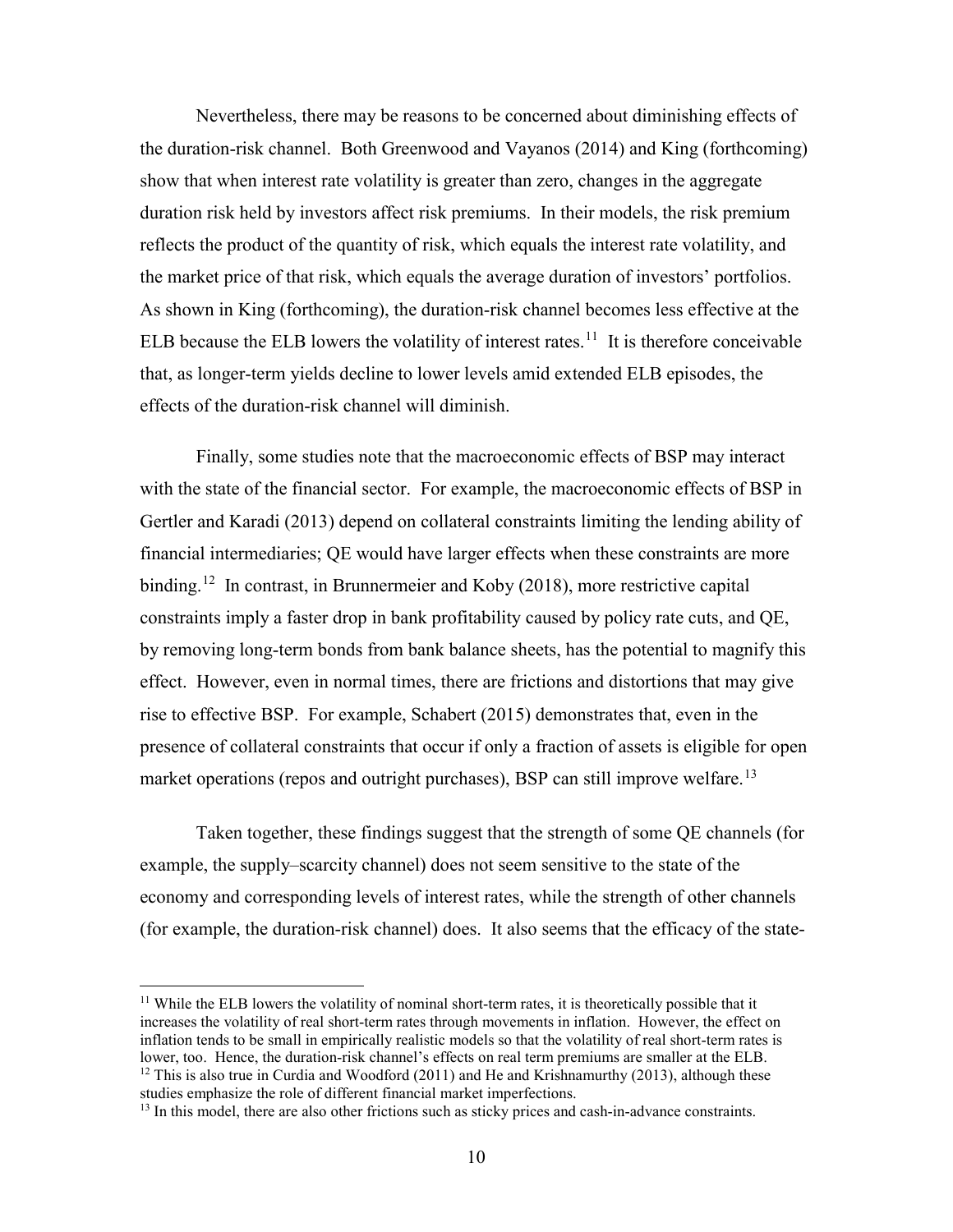Nevertheless, there may be reasons to be concerned about diminishing effects of the duration-risk channel. Both Greenwood and Vayanos (2014) and King (forthcoming) show that when interest rate volatility is greater than zero, changes in the aggregate duration risk held by investors affect risk premiums. In their models, the risk premium reflects the product of the quantity of risk, which equals the interest rate volatility, and the market price of that risk, which equals the average duration of investors' portfolios. As shown in King (forthcoming), the duration-risk channel becomes less effective at the ELB because the ELB lowers the volatility of interest rates.[11] It is therefore conceivable that, as longer-term yields decline to lower levels amid extended ELB episodes, the effects of the duration-risk channel will diminish.

Finally, some studies note that the macroeconomic effects of BSP may interact with the state of the financial sector. For example, the macroeconomic effects of BSP in Gertler and Karadi (2013) depend on collateral constraints limiting the lending ability of financial intermediaries; QE would have larger effects when these constraints are more binding.[12] In contrast, in Brunnermeier and Koby (2018), more restrictive capital constraints imply a faster drop in bank profitability caused by policy rate cuts, and QE, by removing long-term bonds from bank balance sheets, has the potential to magnify this effect. However, even in normal times, there are frictions and distortions that may give rise to effective BSP. For example, Schabert (2015) demonstrates that, even in the presence of collateral constraints that occur if only a fraction of assets is eligible for open market operations (repos and outright purchases), BSP can still improve welfare.[13]

Taken together, these findings suggest that the strength of some QE channels (for example, the supply–scarcity channel) does not seem sensitive to the state of the economy and corresponding levels of interest rates, while the strength of other channels (for example, the duration-risk channel) does. It also seems that the efficacy of the state-

---

[11] While the ELB lowers the volatility of nominal short-term rates, it is theoretically possible that it increases the volatility of real short-term rates through movements in inflation. However, the effect on inflation tends to be small in empirically realistic models so that the volatility of real short-term rates is lower, too. Hence, the duration-risk channel's effects on real term premiums are smaller at the ELB.

[12] This is also true in Curdia and Woodford (2011) and He and Krishnamurthy (2013), although these studies emphasize the role of different financial market imperfections.

[13] In this model, there are also other frictions such as sticky prices and cash-in-advance constraints.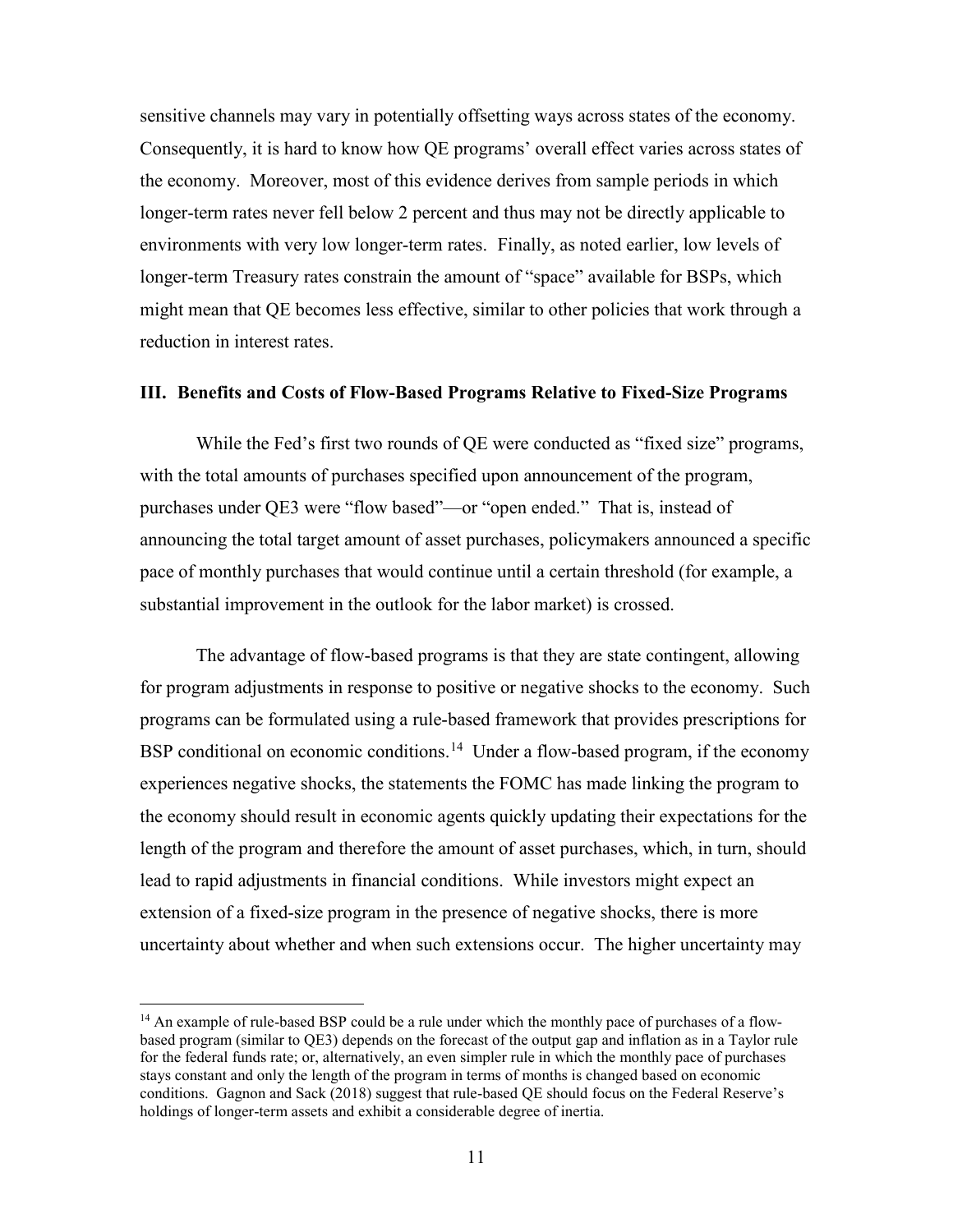sensitive channels may vary in potentially offsetting ways across states of the economy. Consequently, it is hard to know how QE programs' overall effect varies across states of the economy. Moreover, most of this evidence derives from sample periods in which longer-term rates never fell below 2 percent and thus may not be directly applicable to environments with very low longer-term rates. Finally, as noted earlier, low levels of longer-term Treasury rates constrain the amount of "space" available for BSPs, which might mean that QE becomes less effective, similar to other policies that work through a reduction in interest rates.

### III. Benefits and Costs of Flow-Based Programs Relative to Fixed-Size Programs

While the Fed's first two rounds of QE were conducted as "fixed size" programs, with the total amounts of purchases specified upon announcement of the program, purchases under QE3 were "flow based"—or "open ended." That is, instead of announcing the total target amount of asset purchases, policymakers announced a specific pace of monthly purchases that would continue until a certain threshold (for example, a substantial improvement in the outlook for the labor market) is crossed.

The advantage of flow-based programs is that they are state contingent, allowing for program adjustments in response to positive or negative shocks to the economy. Such programs can be formulated using a rule-based framework that provides prescriptions for BSP conditional on economic conditions.[14] Under a flow-based program, if the economy experiences negative shocks, the statements the FOMC has made linking the program to the economy should result in economic agents quickly updating their expectations for the length of the program and therefore the amount of asset purchases, which, in turn, should lead to rapid adjustments in financial conditions. While investors might expect an extension of a fixed-size program in the presence of negative shocks, there is more uncertainty about whether and when such extensions occur. The higher uncertainty may

[14] An example of rule-based BSP could be a rule under which the monthly pace of purchases of a flow-based program (similar to QE3) depends on the forecast of the output gap and inflation as in a Taylor rule for the federal funds rate; or, alternatively, an even simpler rule in which the monthly pace of purchases stays constant and only the length of the program in terms of months is changed based on economic conditions. Gagnon and Sack (2018) suggest that rule-based QE should focus on the Federal Reserve's holdings of longer-term assets and exhibit a considerable degree of inertia.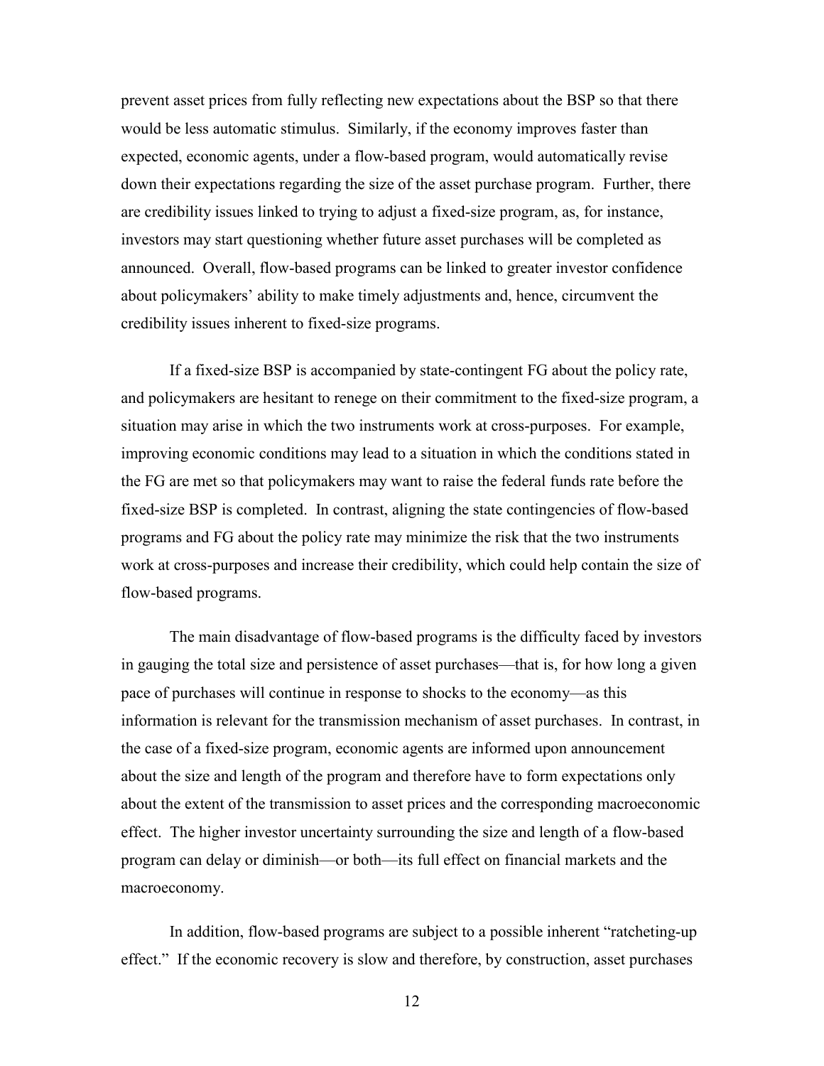prevent asset prices from fully reflecting new expectations about the BSP so that there would be less automatic stimulus. Similarly, if the economy improves faster than expected, economic agents, under a flow-based program, would automatically revise down their expectations regarding the size of the asset purchase program. Further, there are credibility issues linked to trying to adjust a fixed-size program, as, for instance, investors may start questioning whether future asset purchases will be completed as announced. Overall, flow-based programs can be linked to greater investor confidence about policymakers' ability to make timely adjustments and, hence, circumvent the credibility issues inherent to fixed-size programs.

If a fixed-size BSP is accompanied by state-contingent FG about the policy rate, and policymakers are hesitant to renege on their commitment to the fixed-size program, a situation may arise in which the two instruments work at cross-purposes. For example, improving economic conditions may lead to a situation in which the conditions stated in the FG are met so that policymakers may want to raise the federal funds rate before the fixed-size BSP is completed. In contrast, aligning the state contingencies of flow-based programs and FG about the policy rate may minimize the risk that the two instruments work at cross-purposes and increase their credibility, which could help contain the size of flow-based programs.

The main disadvantage of flow-based programs is the difficulty faced by investors in gauging the total size and persistence of asset purchases—that is, for how long a given pace of purchases will continue in response to shocks to the economy—as this information is relevant for the transmission mechanism of asset purchases. In contrast, in the case of a fixed-size program, economic agents are informed upon announcement about the size and length of the program and therefore have to form expectations only about the extent of the transmission to asset prices and the corresponding macroeconomic effect. The higher investor uncertainty surrounding the size and length of a flow-based program can delay or diminish—or both—its full effect on financial markets and the macroeconomy.

In addition, flow-based programs are subject to a possible inherent "ratcheting-up effect." If the economic recovery is slow and therefore, by construction, asset purchases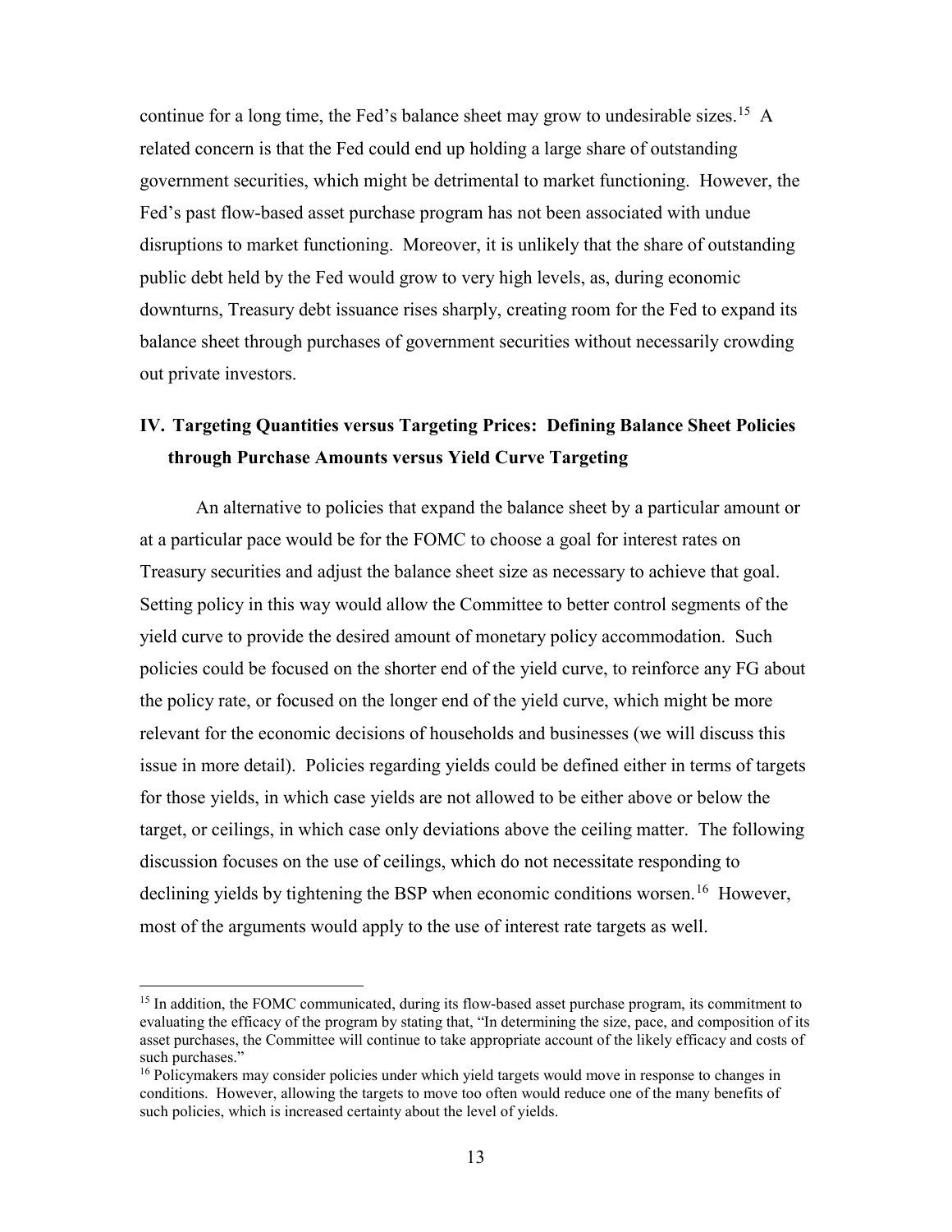continue for a long time, the Fed's balance sheet may grow to undesirable sizes.[15] A related concern is that the Fed could end up holding a large share of outstanding government securities, which might be detrimental to market functioning. However, the Fed's past flow-based asset purchase program has not been associated with undue disruptions to market functioning. Moreover, it is unlikely that the share of outstanding public debt held by the Fed would grow to very high levels, as, during economic downturns, Treasury debt issuance rises sharply, creating room for the Fed to expand its balance sheet through purchases of government securities without necessarily crowding out private investors.

## IV. Targeting Quantities versus Targeting Prices: Defining Balance Sheet Policies through Purchase Amounts versus Yield Curve Targeting

An alternative to policies that expand the balance sheet by a particular amount or at a particular pace would be for the FOMC to choose a goal for interest rates on Treasury securities and adjust the balance sheet size as necessary to achieve that goal. Setting policy in this way would allow the Committee to better control segments of the yield curve to provide the desired amount of monetary policy accommodation. Such policies could be focused on the shorter end of the yield curve, to reinforce any FG about the policy rate, or focused on the longer end of the yield curve, which might be more relevant for the economic decisions of households and businesses (we will discuss this issue in more detail). Policies regarding yields could be defined either in terms of targets for those yields, in which case yields are not allowed to be either above or below the target, or ceilings, in which case only deviations above the ceiling matter. The following discussion focuses on the use of ceilings, which do not necessitate responding to declining yields by tightening the BSP when economic conditions worsen.[16] However, most of the arguments would apply to the use of interest rate targets as well.

---

[15] In addition, the FOMC communicated, during its flow-based asset purchase program, its commitment to evaluating the efficacy of the program by stating that, "In determining the size, pace, and composition of its asset purchases, the Committee will continue to take appropriate account of the likely efficacy and costs of such purchases."

[16] Policymakers may consider policies under which yield targets would move in response to changes in conditions. However, allowing the targets to move too often would reduce one of the many benefits of such policies, which is increased certainty about the level of yields.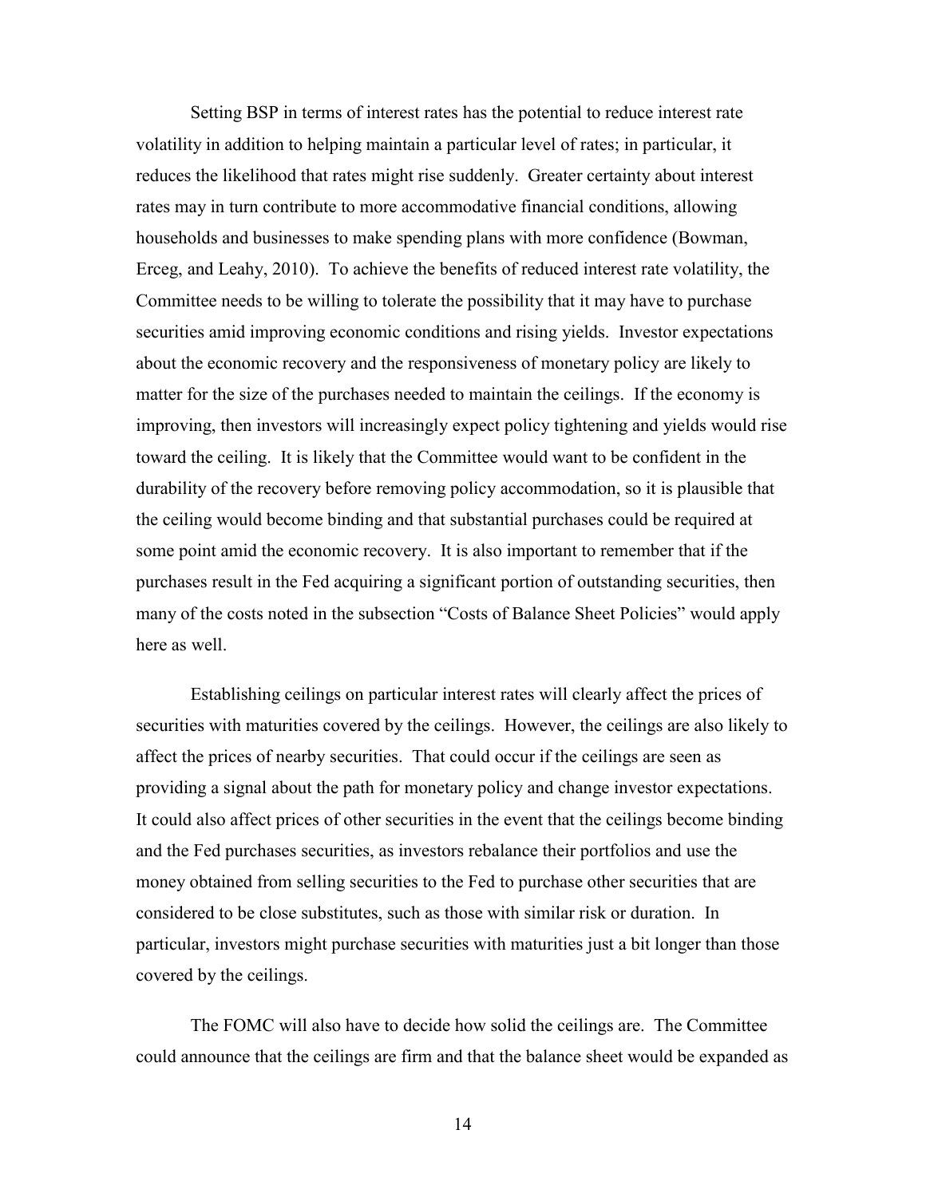Setting BSP in terms of interest rates has the potential to reduce interest rate volatility in addition to helping maintain a particular level of rates; in particular, it reduces the likelihood that rates might rise suddenly. Greater certainty about interest rates may in turn contribute to more accommodative financial conditions, allowing households and businesses to make spending plans with more confidence (Bowman, Erceg, and Leahy, 2010). To achieve the benefits of reduced interest rate volatility, the Committee needs to be willing to tolerate the possibility that it may have to purchase securities amid improving economic conditions and rising yields. Investor expectations about the economic recovery and the responsiveness of monetary policy are likely to matter for the size of the purchases needed to maintain the ceilings. If the economy is improving, then investors will increasingly expect policy tightening and yields would rise toward the ceiling. It is likely that the Committee would want to be confident in the durability of the recovery before removing policy accommodation, so it is plausible that the ceiling would become binding and that substantial purchases could be required at some point amid the economic recovery. It is also important to remember that if the purchases result in the Fed acquiring a significant portion of outstanding securities, then many of the costs noted in the subsection "Costs of Balance Sheet Policies" would apply here as well.

Establishing ceilings on particular interest rates will clearly affect the prices of securities with maturities covered by the ceilings. However, the ceilings are also likely to affect the prices of nearby securities. That could occur if the ceilings are seen as providing a signal about the path for monetary policy and change investor expectations. It could also affect prices of other securities in the event that the ceilings become binding and the Fed purchases securities, as investors rebalance their portfolios and use the money obtained from selling securities to the Fed to purchase other securities that are considered to be close substitutes, such as those with similar risk or duration. In particular, investors might purchase securities with maturities just a bit longer than those covered by the ceilings.

The FOMC will also have to decide how solid the ceilings are. The Committee could announce that the ceilings are firm and that the balance sheet would be expanded as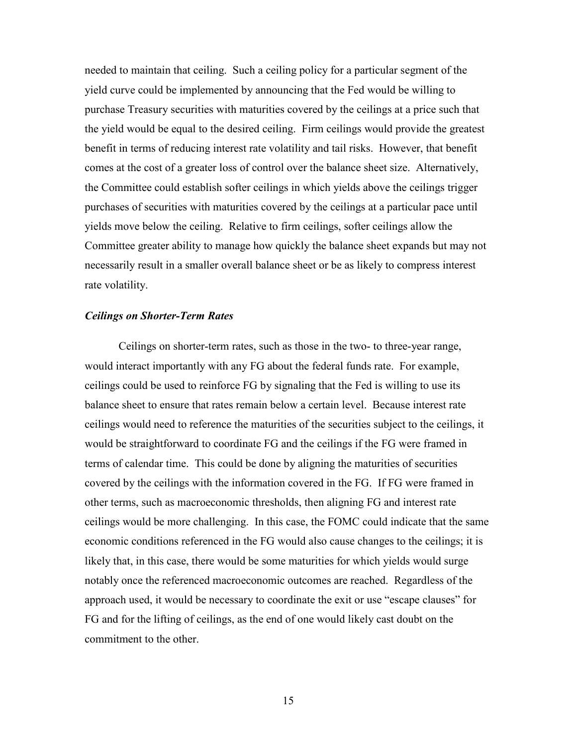needed to maintain that ceiling. Such a ceiling policy for a particular segment of the yield curve could be implemented by announcing that the Fed would be willing to purchase Treasury securities with maturities covered by the ceilings at a price such that the yield would be equal to the desired ceiling. Firm ceilings would provide the greatest benefit in terms of reducing interest rate volatility and tail risks. However, that benefit comes at the cost of a greater loss of control over the balance sheet size. Alternatively, the Committee could establish softer ceilings in which yields above the ceilings trigger purchases of securities with maturities covered by the ceilings at a particular pace until yields move below the ceiling. Relative to firm ceilings, softer ceilings allow the Committee greater ability to manage how quickly the balance sheet expands but may not necessarily result in a smaller overall balance sheet or be as likely to compress interest rate volatility.

***Ceilings on Shorter-Term Rates***

Ceilings on shorter-term rates, such as those in the two- to three-year range, would interact importantly with any FG about the federal funds rate. For example, ceilings could be used to reinforce FG by signaling that the Fed is willing to use its balance sheet to ensure that rates remain below a certain level. Because interest rate ceilings would need to reference the maturities of the securities subject to the ceilings, it would be straightforward to coordinate FG and the ceilings if the FG were framed in terms of calendar time. This could be done by aligning the maturities of securities covered by the ceilings with the information covered in the FG. If FG were framed in other terms, such as macroeconomic thresholds, then aligning FG and interest rate ceilings would be more challenging. In this case, the FOMC could indicate that the same economic conditions referenced in the FG would also cause changes to the ceilings; it is likely that, in this case, there would be some maturities for which yields would surge notably once the referenced macroeconomic outcomes are reached. Regardless of the approach used, it would be necessary to coordinate the exit or use "escape clauses" for FG and for the lifting of ceilings, as the end of one would likely cast doubt on the commitment to the other.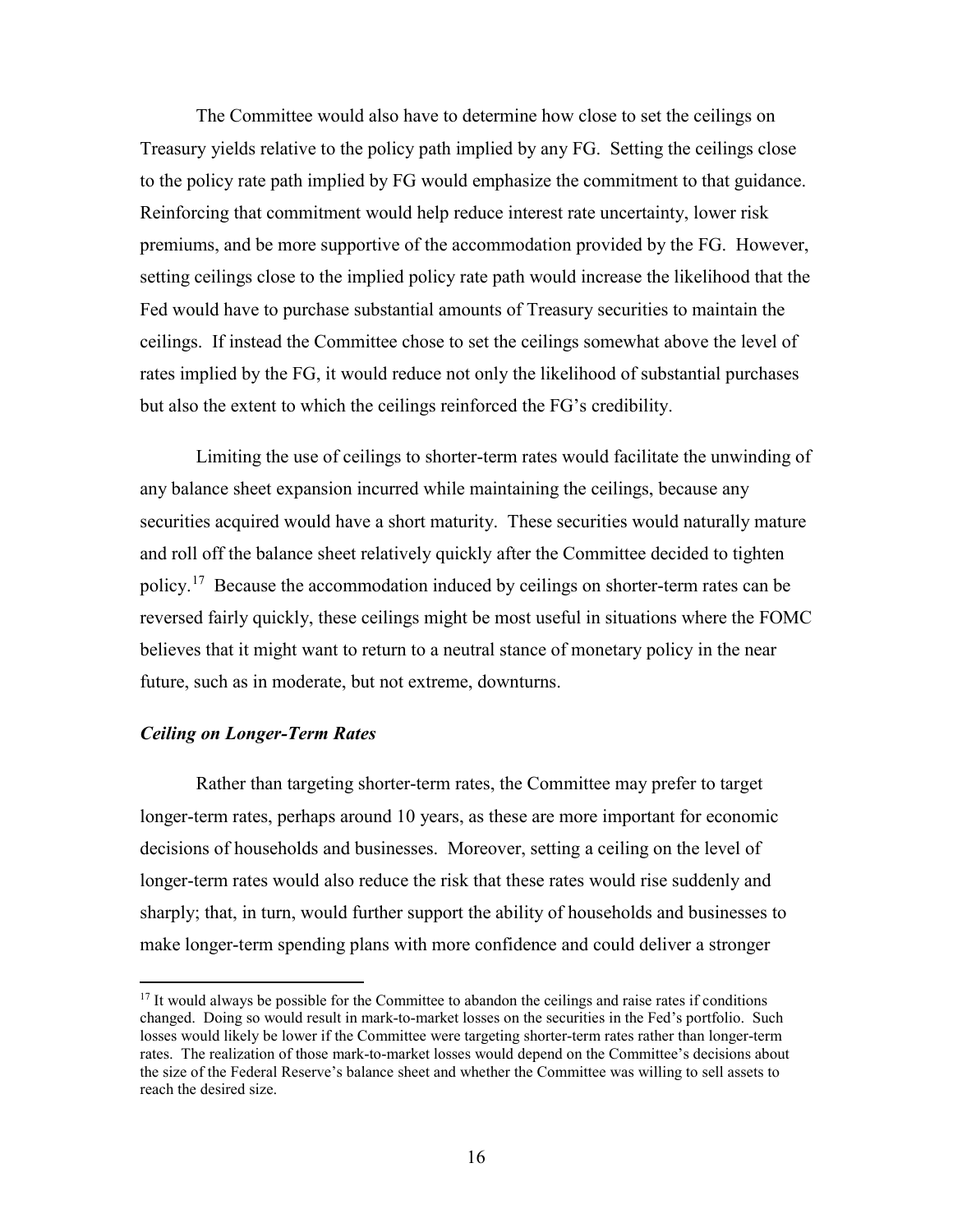The Committee would also have to determine how close to set the ceilings on Treasury yields relative to the policy path implied by any FG. Setting the ceilings close to the policy rate path implied by FG would emphasize the commitment to that guidance. Reinforcing that commitment would help reduce interest rate uncertainty, lower risk premiums, and be more supportive of the accommodation provided by the FG. However, setting ceilings close to the implied policy rate path would increase the likelihood that the Fed would have to purchase substantial amounts of Treasury securities to maintain the ceilings. If instead the Committee chose to set the ceilings somewhat above the level of rates implied by the FG, it would reduce not only the likelihood of substantial purchases but also the extent to which the ceilings reinforced the FG's credibility.

Limiting the use of ceilings to shorter-term rates would facilitate the unwinding of any balance sheet expansion incurred while maintaining the ceilings, because any securities acquired would have a short maturity. These securities would naturally mature and roll off the balance sheet relatively quickly after the Committee decided to tighten policy.[17] Because the accommodation induced by ceilings on shorter-term rates can be reversed fairly quickly, these ceilings might be most useful in situations where the FOMC believes that it might want to return to a neutral stance of monetary policy in the near future, such as in moderate, but not extreme, downturns.

### *Ceiling on Longer-Term Rates*

Rather than targeting shorter-term rates, the Committee may prefer to target longer-term rates, perhaps around 10 years, as these are more important for economic decisions of households and businesses. Moreover, setting a ceiling on the level of longer-term rates would also reduce the risk that these rates would rise suddenly and sharply; that, in turn, would further support the ability of households and businesses to make longer-term spending plans with more confidence and could deliver a stronger

[17] It would always be possible for the Committee to abandon the ceilings and raise rates if conditions changed. Doing so would result in mark-to-market losses on the securities in the Fed's portfolio. Such losses would likely be lower if the Committee were targeting shorter-term rates rather than longer-term rates. The realization of those mark-to-market losses would depend on the Committee's decisions about the size of the Federal Reserve's balance sheet and whether the Committee was willing to sell assets to reach the desired size.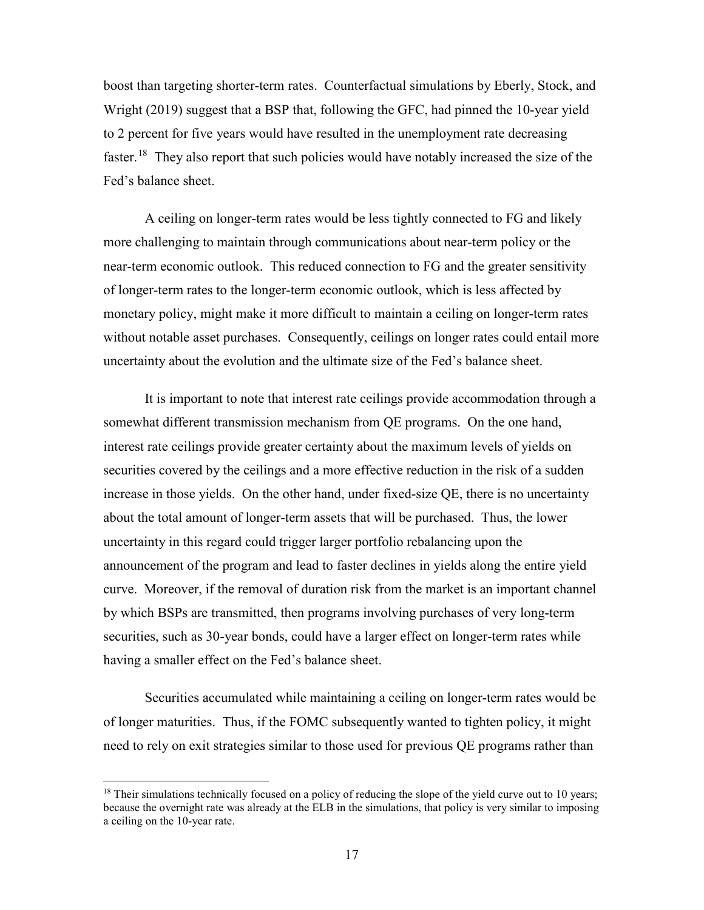boost than targeting shorter-term rates. Counterfactual simulations by Eberly, Stock, and Wright (2019) suggest that a BSP that, following the GFC, had pinned the 10-year yield to 2 percent for five years would have resulted in the unemployment rate decreasing faster.[18] They also report that such policies would have notably increased the size of the Fed's balance sheet.

A ceiling on longer-term rates would be less tightly connected to FG and likely more challenging to maintain through communications about near-term policy or the near-term economic outlook. This reduced connection to FG and the greater sensitivity of longer-term rates to the longer-term economic outlook, which is less affected by monetary policy, might make it more difficult to maintain a ceiling on longer-term rates without notable asset purchases. Consequently, ceilings on longer rates could entail more uncertainty about the evolution and the ultimate size of the Fed's balance sheet.

It is important to note that interest rate ceilings provide accommodation through a somewhat different transmission mechanism from QE programs. On the one hand, interest rate ceilings provide greater certainty about the maximum levels of yields on securities covered by the ceilings and a more effective reduction in the risk of a sudden increase in those yields. On the other hand, under fixed-size QE, there is no uncertainty about the total amount of longer-term assets that will be purchased. Thus, the lower uncertainty in this regard could trigger larger portfolio rebalancing upon the announcement of the program and lead to faster declines in yields along the entire yield curve. Moreover, if the removal of duration risk from the market is an important channel by which BSPs are transmitted, then programs involving purchases of very long-term securities, such as 30-year bonds, could have a larger effect on longer-term rates while having a smaller effect on the Fed's balance sheet.

Securities accumulated while maintaining a ceiling on longer-term rates would be of longer maturities. Thus, if the FOMC subsequently wanted to tighten policy, it might need to rely on exit strategies similar to those used for previous QE programs rather than

---

[18] Their simulations technically focused on a policy of reducing the slope of the yield curve out to 10 years; because the overnight rate was already at the ELB in the simulations, that policy is very similar to imposing a ceiling on the 10-year rate.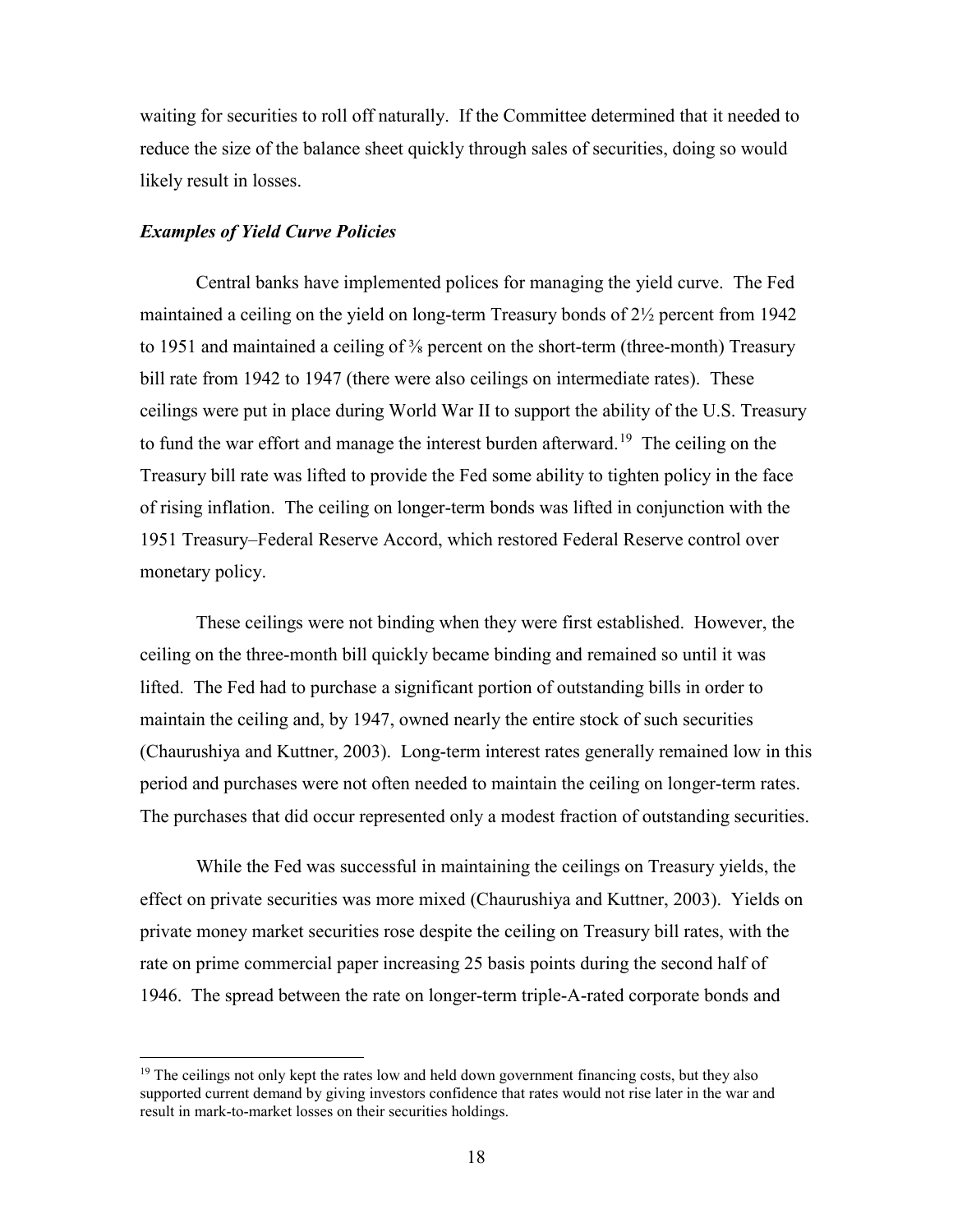waiting for securities to roll off naturally. If the Committee determined that it needed to reduce the size of the balance sheet quickly through sales of securities, doing so would likely result in losses.

### *Examples of Yield Curve Policies*

Central banks have implemented polices for managing the yield curve. The Fed maintained a ceiling on the yield on long-term Treasury bonds of 2½ percent from 1942 to 1951 and maintained a ceiling of ⅜ percent on the short-term (three-month) Treasury bill rate from 1942 to 1947 (there were also ceilings on intermediate rates). These ceilings were put in place during World War II to support the ability of the U.S. Treasury to fund the war effort and manage the interest burden afterward.[19] The ceiling on the Treasury bill rate was lifted to provide the Fed some ability to tighten policy in the face of rising inflation. The ceiling on longer-term bonds was lifted in conjunction with the 1951 Treasury–Federal Reserve Accord, which restored Federal Reserve control over monetary policy.

These ceilings were not binding when they were first established. However, the ceiling on the three-month bill quickly became binding and remained so until it was lifted. The Fed had to purchase a significant portion of outstanding bills in order to maintain the ceiling and, by 1947, owned nearly the entire stock of such securities (Chaurushiya and Kuttner, 2003). Long-term interest rates generally remained low in this period and purchases were not often needed to maintain the ceiling on longer-term rates. The purchases that did occur represented only a modest fraction of outstanding securities.

While the Fed was successful in maintaining the ceilings on Treasury yields, the effect on private securities was more mixed (Chaurushiya and Kuttner, 2003). Yields on private money market securities rose despite the ceiling on Treasury bill rates, with the rate on prime commercial paper increasing 25 basis points during the second half of 1946. The spread between the rate on longer-term triple-A-rated corporate bonds and

[19] The ceilings not only kept the rates low and held down government financing costs, but they also supported current demand by giving investors confidence that rates would not rise later in the war and result in mark-to-market losses on their securities holdings.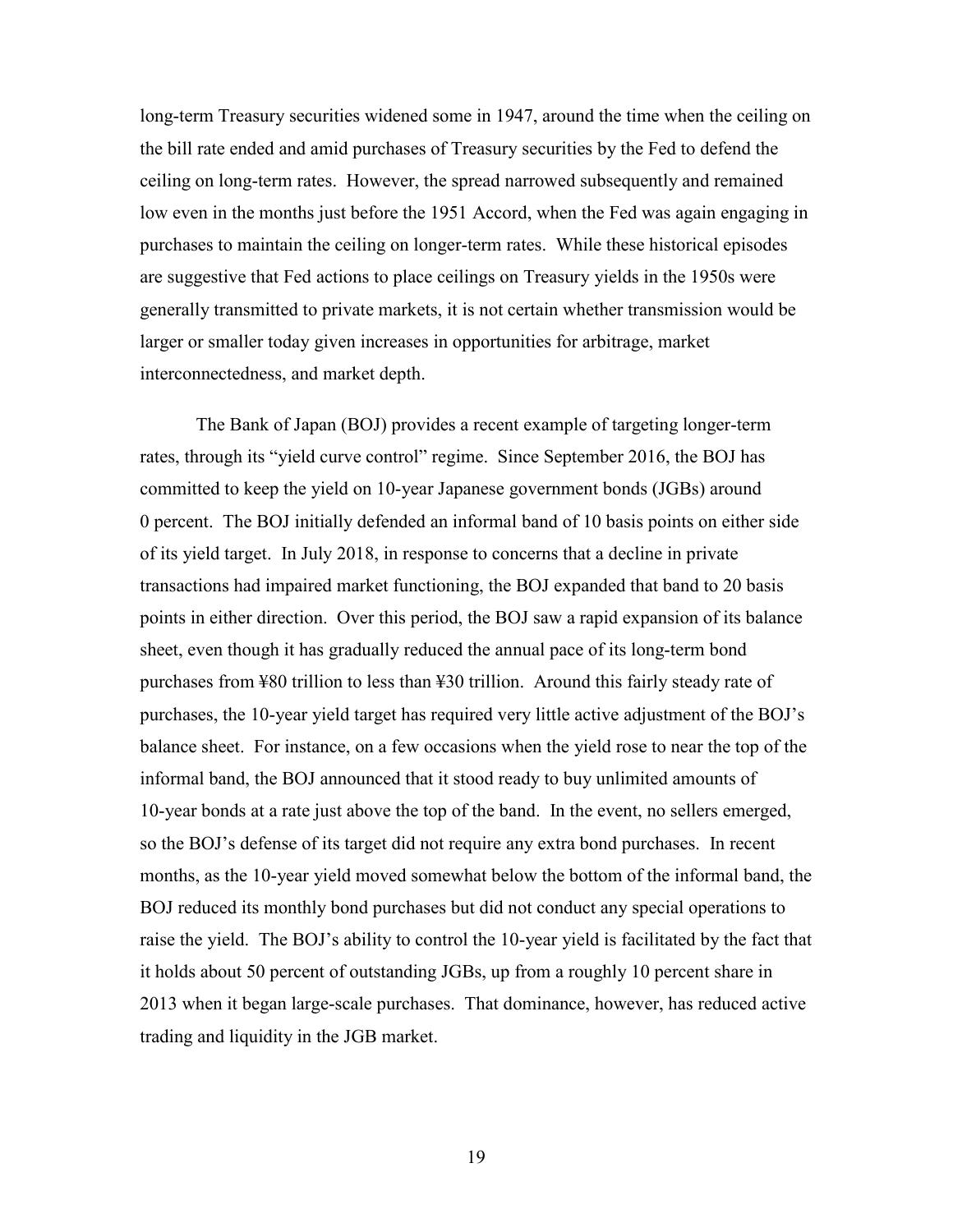long-term Treasury securities widened some in 1947, around the time when the ceiling on the bill rate ended and amid purchases of Treasury securities by the Fed to defend the ceiling on long-term rates. However, the spread narrowed subsequently and remained low even in the months just before the 1951 Accord, when the Fed was again engaging in purchases to maintain the ceiling on longer-term rates. While these historical episodes are suggestive that Fed actions to place ceilings on Treasury yields in the 1950s were generally transmitted to private markets, it is not certain whether transmission would be larger or smaller today given increases in opportunities for arbitrage, market interconnectedness, and market depth.

The Bank of Japan (BOJ) provides a recent example of targeting longer-term rates, through its "yield curve control" regime. Since September 2016, the BOJ has committed to keep the yield on 10-year Japanese government bonds (JGBs) around 0 percent. The BOJ initially defended an informal band of 10 basis points on either side of its yield target. In July 2018, in response to concerns that a decline in private transactions had impaired market functioning, the BOJ expanded that band to 20 basis points in either direction. Over this period, the BOJ saw a rapid expansion of its balance sheet, even though it has gradually reduced the annual pace of its long-term bond purchases from ¥80 trillion to less than ¥30 trillion. Around this fairly steady rate of purchases, the 10-year yield target has required very little active adjustment of the BOJ's balance sheet. For instance, on a few occasions when the yield rose to near the top of the informal band, the BOJ announced that it stood ready to buy unlimited amounts of 10-year bonds at a rate just above the top of the band. In the event, no sellers emerged, so the BOJ's defense of its target did not require any extra bond purchases. In recent months, as the 10-year yield moved somewhat below the bottom of the informal band, the BOJ reduced its monthly bond purchases but did not conduct any special operations to raise the yield. The BOJ's ability to control the 10-year yield is facilitated by the fact that it holds about 50 percent of outstanding JGBs, up from a roughly 10 percent share in 2013 when it began large-scale purchases. That dominance, however, has reduced active trading and liquidity in the JGB market.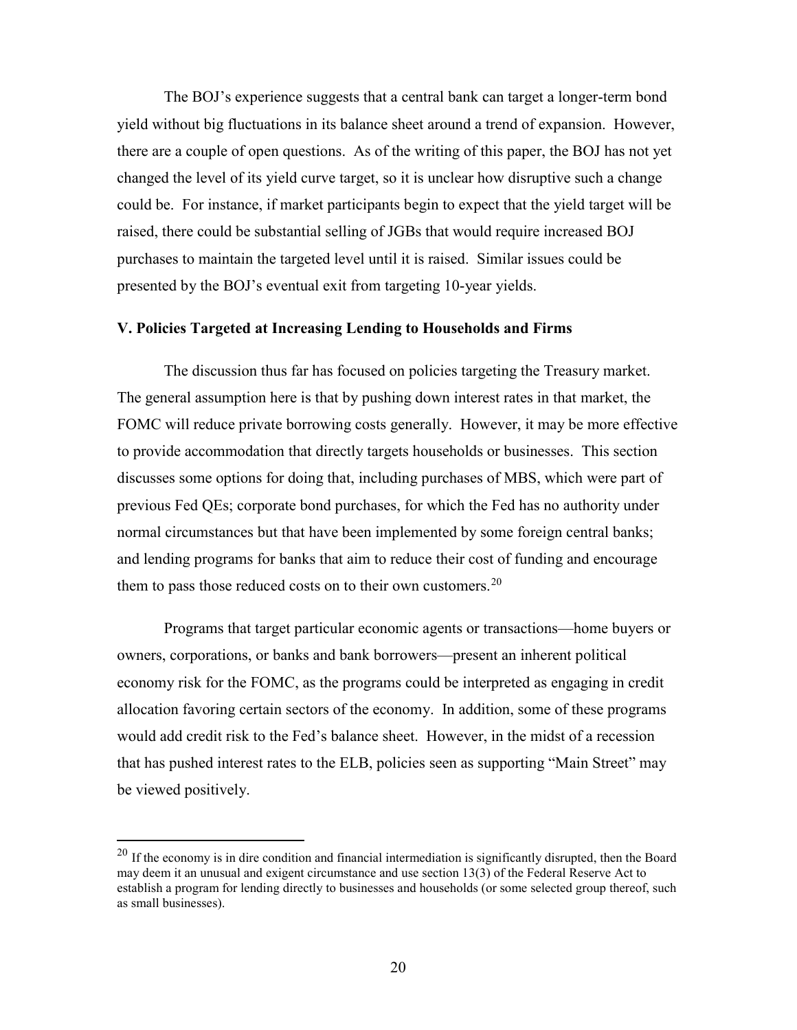The BOJ's experience suggests that a central bank can target a longer-term bond yield without big fluctuations in its balance sheet around a trend of expansion. However, there are a couple of open questions. As of the writing of this paper, the BOJ has not yet changed the level of its yield curve target, so it is unclear how disruptive such a change could be. For instance, if market participants begin to expect that the yield target will be raised, there could be substantial selling of JGBs that would require increased BOJ purchases to maintain the targeted level until it is raised. Similar issues could be presented by the BOJ's eventual exit from targeting 10-year yields.

## V. Policies Targeted at Increasing Lending to Households and Firms

The discussion thus far has focused on policies targeting the Treasury market. The general assumption here is that by pushing down interest rates in that market, the FOMC will reduce private borrowing costs generally. However, it may be more effective to provide accommodation that directly targets households or businesses. This section discusses some options for doing that, including purchases of MBS, which were part of previous Fed QEs; corporate bond purchases, for which the Fed has no authority under normal circumstances but that have been implemented by some foreign central banks; and lending programs for banks that aim to reduce their cost of funding and encourage them to pass those reduced costs on to their own customers.[20]

Programs that target particular economic agents or transactions—home buyers or owners, corporations, or banks and bank borrowers—present an inherent political economy risk for the FOMC, as the programs could be interpreted as engaging in credit allocation favoring certain sectors of the economy. In addition, some of these programs would add credit risk to the Fed's balance sheet. However, in the midst of a recession that has pushed interest rates to the ELB, policies seen as supporting "Main Street" may be viewed positively.

---

[20] If the economy is in dire condition and financial intermediation is significantly disrupted, then the Board may deem it an unusual and exigent circumstance and use section 13(3) of the Federal Reserve Act to establish a program for lending directly to businesses and households (or some selected group thereof, such as small businesses).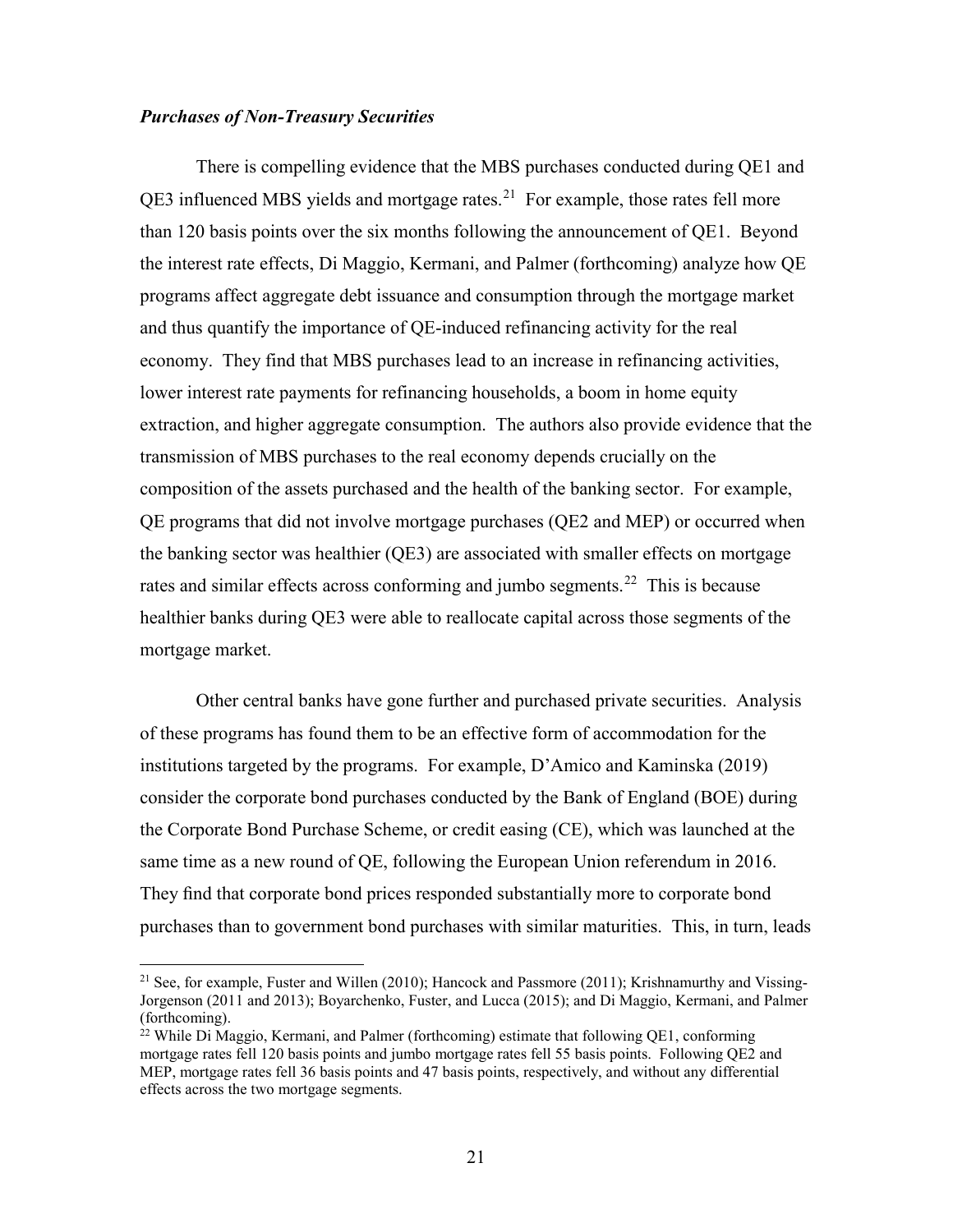### ***Purchases of Non-Treasury Securities***

There is compelling evidence that the MBS purchases conducted during QE1 and QE3 influenced MBS yields and mortgage rates.[21] For example, those rates fell more than 120 basis points over the six months following the announcement of QE1. Beyond the interest rate effects, Di Maggio, Kermani, and Palmer (forthcoming) analyze how QE programs affect aggregate debt issuance and consumption through the mortgage market and thus quantify the importance of QE-induced refinancing activity for the real economy. They find that MBS purchases lead to an increase in refinancing activities, lower interest rate payments for refinancing households, a boom in home equity extraction, and higher aggregate consumption. The authors also provide evidence that the transmission of MBS purchases to the real economy depends crucially on the composition of the assets purchased and the health of the banking sector. For example, QE programs that did not involve mortgage purchases (QE2 and MEP) or occurred when the banking sector was healthier (QE3) are associated with smaller effects on mortgage rates and similar effects across conforming and jumbo segments.[22] This is because healthier banks during QE3 were able to reallocate capital across those segments of the mortgage market.

Other central banks have gone further and purchased private securities. Analysis of these programs has found them to be an effective form of accommodation for the institutions targeted by the programs. For example, D'Amico and Kaminska (2019) consider the corporate bond purchases conducted by the Bank of England (BOE) during the Corporate Bond Purchase Scheme, or credit easing (CE), which was launched at the same time as a new round of QE, following the European Union referendum in 2016. They find that corporate bond prices responded substantially more to corporate bond purchases than to government bond purchases with similar maturities. This, in turn, leads

---

[21] See, for example, Fuster and Willen (2010); Hancock and Passmore (2011); Krishnamurthy and Vissing-Jorgenson (2011 and 2013); Boyarchenko, Fuster, and Lucca (2015); and Di Maggio, Kermani, and Palmer (forthcoming).

[22] While Di Maggio, Kermani, and Palmer (forthcoming) estimate that following QE1, conforming mortgage rates fell 120 basis points and jumbo mortgage rates fell 55 basis points. Following QE2 and MEP, mortgage rates fell 36 basis points and 47 basis points, respectively, and without any differential effects across the two mortgage segments.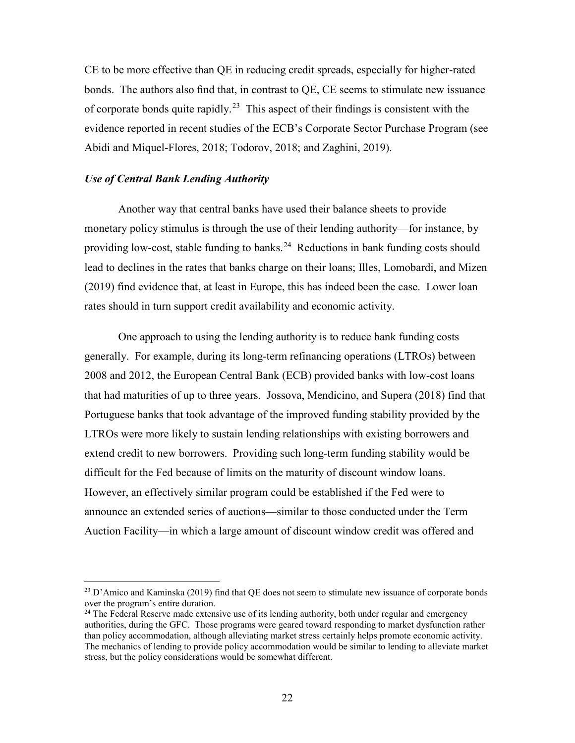CE to be more effective than QE in reducing credit spreads, especially for higher-rated bonds. The authors also find that, in contrast to QE, CE seems to stimulate new issuance of corporate bonds quite rapidly.[23] This aspect of their findings is consistent with the evidence reported in recent studies of the ECB's Corporate Sector Purchase Program (see Abidi and Miquel-Flores, 2018; Todorov, 2018; and Zaghini, 2019).

***Use of Central Bank Lending Authority***

Another way that central banks have used their balance sheets to provide monetary policy stimulus is through the use of their lending authority—for instance, by providing low-cost, stable funding to banks.[24] Reductions in bank funding costs should lead to declines in the rates that banks charge on their loans; Illes, Lomobardi, and Mizen (2019) find evidence that, at least in Europe, this has indeed been the case. Lower loan rates should in turn support credit availability and economic activity.

One approach to using the lending authority is to reduce bank funding costs generally. For example, during its long-term refinancing operations (LTROs) between 2008 and 2012, the European Central Bank (ECB) provided banks with low-cost loans that had maturities of up to three years. Jossova, Mendicino, and Supera (2018) find that Portuguese banks that took advantage of the improved funding stability provided by the LTROs were more likely to sustain lending relationships with existing borrowers and extend credit to new borrowers. Providing such long-term funding stability would be difficult for the Fed because of limits on the maturity of discount window loans. However, an effectively similar program could be established if the Fed were to announce an extended series of auctions—similar to those conducted under the Term Auction Facility—in which a large amount of discount window credit was offered and

[23] D'Amico and Kaminska (2019) find that QE does not seem to stimulate new issuance of corporate bonds over the program's entire duration.

[24] The Federal Reserve made extensive use of its lending authority, both under regular and emergency authorities, during the GFC. Those programs were geared toward responding to market dysfunction rather than policy accommodation, although alleviating market stress certainly helps promote economic activity. The mechanics of lending to provide policy accommodation would be similar to lending to alleviate market stress, but the policy considerations would be somewhat different.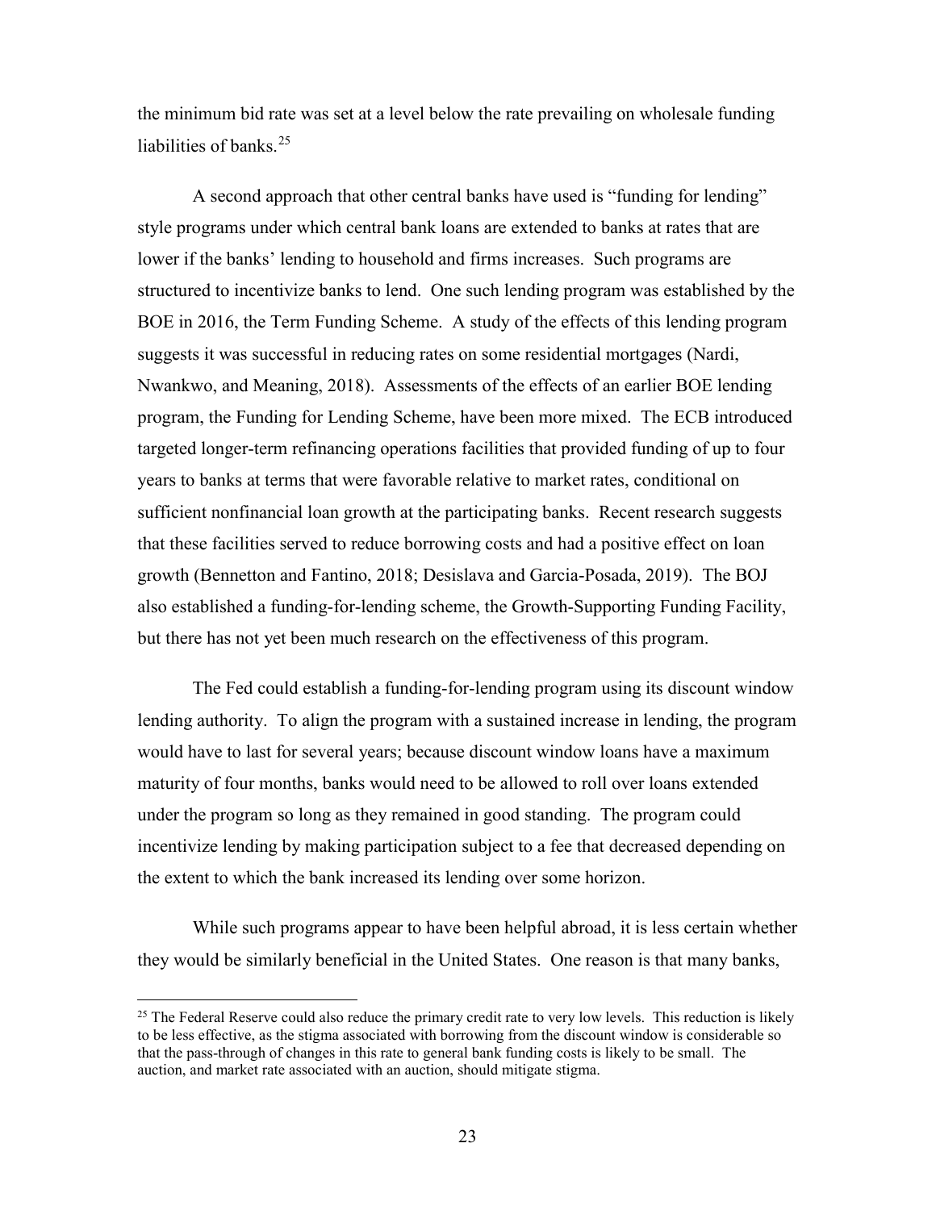the minimum bid rate was set at a level below the rate prevailing on wholesale funding liabilities of banks.[25]

A second approach that other central banks have used is "funding for lending" style programs under which central bank loans are extended to banks at rates that are lower if the banks' lending to household and firms increases. Such programs are structured to incentivize banks to lend. One such lending program was established by the BOE in 2016, the Term Funding Scheme. A study of the effects of this lending program suggests it was successful in reducing rates on some residential mortgages (Nardi, Nwankwo, and Meaning, 2018). Assessments of the effects of an earlier BOE lending program, the Funding for Lending Scheme, have been more mixed. The ECB introduced targeted longer-term refinancing operations facilities that provided funding of up to four years to banks at terms that were favorable relative to market rates, conditional on sufficient nonfinancial loan growth at the participating banks. Recent research suggests that these facilities served to reduce borrowing costs and had a positive effect on loan growth (Bennetton and Fantino, 2018; Desislava and Garcia-Posada, 2019). The BOJ also established a funding-for-lending scheme, the Growth-Supporting Funding Facility, but there has not yet been much research on the effectiveness of this program.

The Fed could establish a funding-for-lending program using its discount window lending authority. To align the program with a sustained increase in lending, the program would have to last for several years; because discount window loans have a maximum maturity of four months, banks would need to be allowed to roll over loans extended under the program so long as they remained in good standing. The program could incentivize lending by making participation subject to a fee that decreased depending on the extent to which the bank increased its lending over some horizon.

While such programs appear to have been helpful abroad, it is less certain whether they would be similarly beneficial in the United States. One reason is that many banks,

[25] The Federal Reserve could also reduce the primary credit rate to very low levels. This reduction is likely to be less effective, as the stigma associated with borrowing from the discount window is considerable so that the pass-through of changes in this rate to general bank funding costs is likely to be small. The auction, and market rate associated with an auction, should mitigate stigma.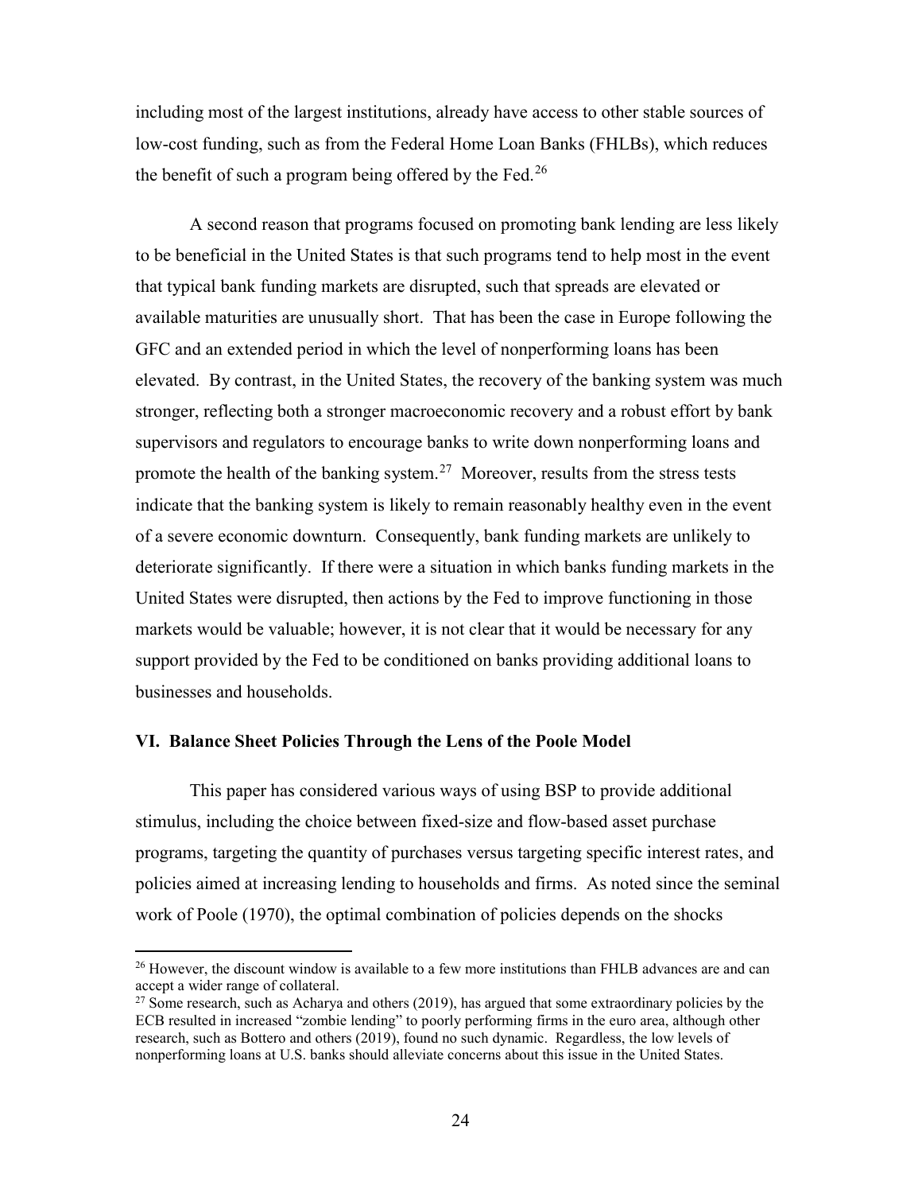including most of the largest institutions, already have access to other stable sources of low-cost funding, such as from the Federal Home Loan Banks (FHLBs), which reduces the benefit of such a program being offered by the Fed.[26]

A second reason that programs focused on promoting bank lending are less likely to be beneficial in the United States is that such programs tend to help most in the event that typical bank funding markets are disrupted, such that spreads are elevated or available maturities are unusually short. That has been the case in Europe following the GFC and an extended period in which the level of nonperforming loans has been elevated. By contrast, in the United States, the recovery of the banking system was much stronger, reflecting both a stronger macroeconomic recovery and a robust effort by bank supervisors and regulators to encourage banks to write down nonperforming loans and promote the health of the banking system.[27] Moreover, results from the stress tests indicate that the banking system is likely to remain reasonably healthy even in the event of a severe economic downturn. Consequently, bank funding markets are unlikely to deteriorate significantly. If there were a situation in which banks funding markets in the United States were disrupted, then actions by the Fed to improve functioning in those markets would be valuable; however, it is not clear that it would be necessary for any support provided by the Fed to be conditioned on banks providing additional loans to businesses and households.

## VI. Balance Sheet Policies Through the Lens of the Poole Model

This paper has considered various ways of using BSP to provide additional stimulus, including the choice between fixed-size and flow-based asset purchase programs, targeting the quantity of purchases versus targeting specific interest rates, and policies aimed at increasing lending to households and firms. As noted since the seminal work of Poole (1970), the optimal combination of policies depends on the shocks

[26] However, the discount window is available to a few more institutions than FHLB advances are and can accept a wider range of collateral.

[27] Some research, such as Acharya and others (2019), has argued that some extraordinary policies by the ECB resulted in increased "zombie lending" to poorly performing firms in the euro area, although other research, such as Bottero and others (2019), found no such dynamic. Regardless, the low levels of nonperforming loans at U.S. banks should alleviate concerns about this issue in the United States.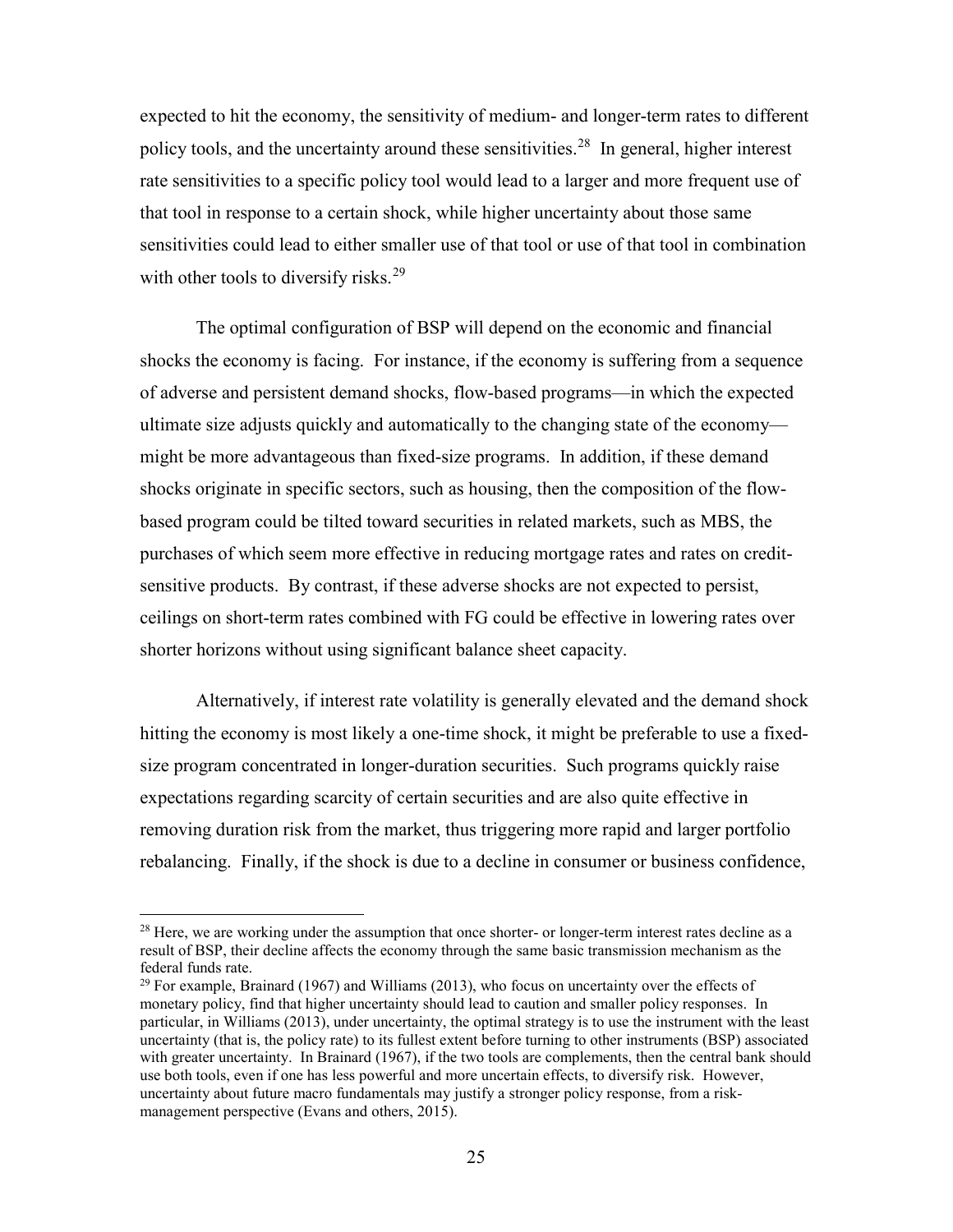expected to hit the economy, the sensitivity of medium- and longer-term rates to different policy tools, and the uncertainty around these sensitivities.[28] In general, higher interest rate sensitivities to a specific policy tool would lead to a larger and more frequent use of that tool in response to a certain shock, while higher uncertainty about those same sensitivities could lead to either smaller use of that tool or use of that tool in combination with other tools to diversify risks.[29]

The optimal configuration of BSP will depend on the economic and financial shocks the economy is facing. For instance, if the economy is suffering from a sequence of adverse and persistent demand shocks, flow-based programs—in which the expected ultimate size adjusts quickly and automatically to the changing state of the economy—might be more advantageous than fixed-size programs. In addition, if these demand shocks originate in specific sectors, such as housing, then the composition of the flow-based program could be tilted toward securities in related markets, such as MBS, the purchases of which seem more effective in reducing mortgage rates and rates on credit-sensitive products. By contrast, if these adverse shocks are not expected to persist, ceilings on short-term rates combined with FG could be effective in lowering rates over shorter horizons without using significant balance sheet capacity.

Alternatively, if interest rate volatility is generally elevated and the demand shock hitting the economy is most likely a one-time shock, it might be preferable to use a fixed-size program concentrated in longer-duration securities. Such programs quickly raise expectations regarding scarcity of certain securities and are also quite effective in removing duration risk from the market, thus triggering more rapid and larger portfolio rebalancing. Finally, if the shock is due to a decline in consumer or business confidence,

[28] Here, we are working under the assumption that once shorter- or longer-term interest rates decline as a result of BSP, their decline affects the economy through the same basic transmission mechanism as the federal funds rate.

[29] For example, Brainard (1967) and Williams (2013), who focus on uncertainty over the effects of monetary policy, find that higher uncertainty should lead to caution and smaller policy responses. In particular, in Williams (2013), under uncertainty, the optimal strategy is to use the instrument with the least uncertainty (that is, the policy rate) to its fullest extent before turning to other instruments (BSP) associated with greater uncertainty. In Brainard (1967), if the two tools are complements, then the central bank should use both tools, even if one has less powerful and more uncertain effects, to diversify risk. However, uncertainty about future macro fundamentals may justify a stronger policy response, from a risk-management perspective (Evans and others, 2015).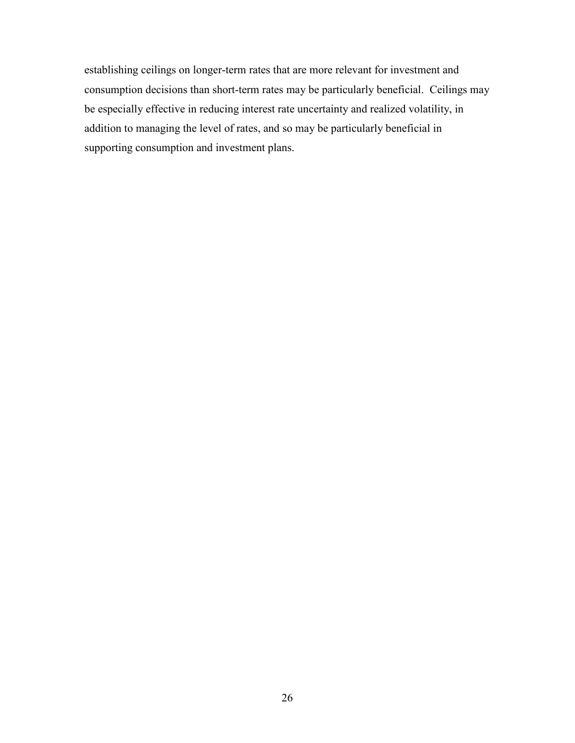establishing ceilings on longer-term rates that are more relevant for investment and consumption decisions than short-term rates may be particularly beneficial. Ceilings may be especially effective in reducing interest rate uncertainty and realized volatility, in addition to managing the level of rates, and so may be particularly beneficial in supporting consumption and investment plans.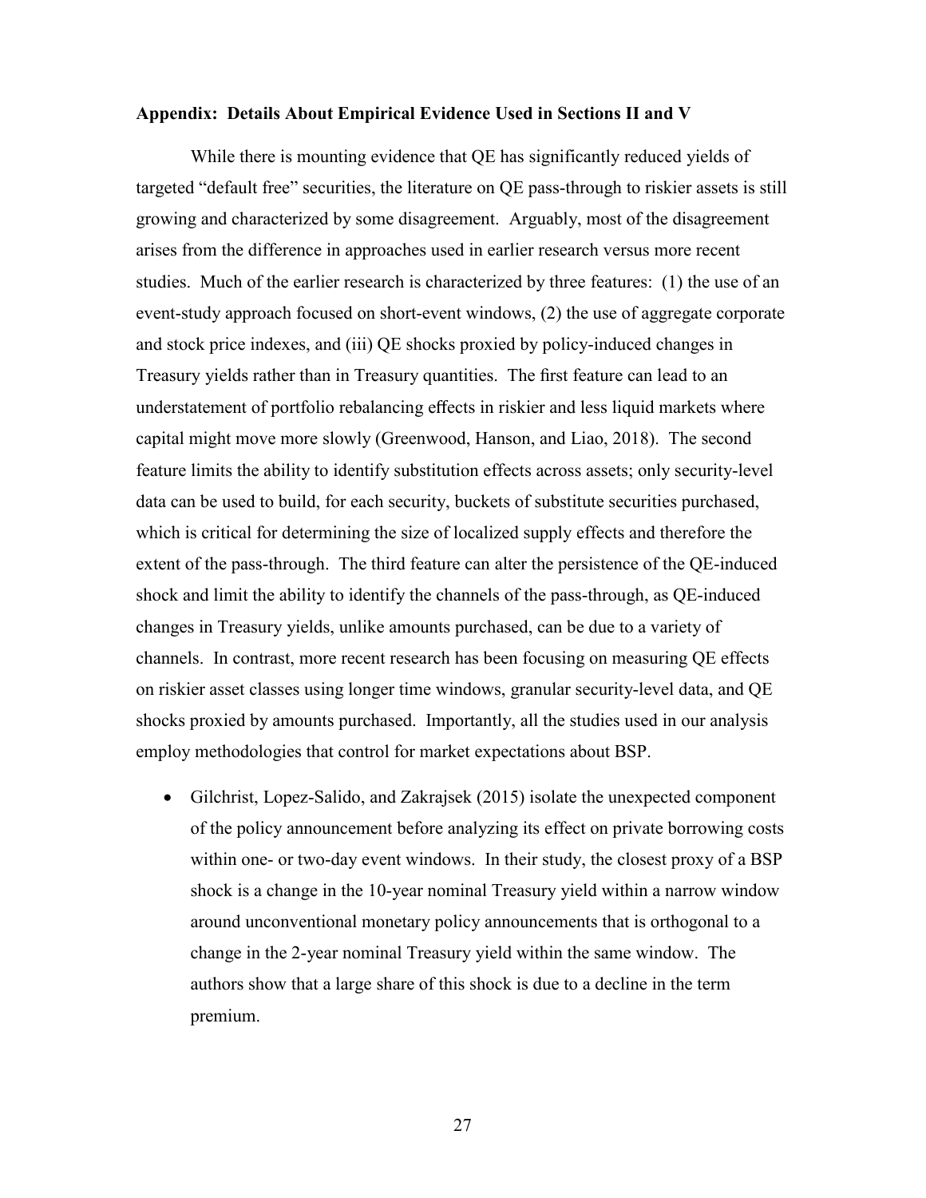**Appendix: Details About Empirical Evidence Used in Sections II and V**

While there is mounting evidence that QE has significantly reduced yields of targeted "default free" securities, the literature on QE pass-through to riskier assets is still growing and characterized by some disagreement. Arguably, most of the disagreement arises from the difference in approaches used in earlier research versus more recent studies. Much of the earlier research is characterized by three features: (1) the use of an event-study approach focused on short-event windows, (2) the use of aggregate corporate and stock price indexes, and (iii) QE shocks proxied by policy-induced changes in Treasury yields rather than in Treasury quantities. The first feature can lead to an understatement of portfolio rebalancing effects in riskier and less liquid markets where capital might move more slowly (Greenwood, Hanson, and Liao, 2018). The second feature limits the ability to identify substitution effects across assets; only security-level data can be used to build, for each security, buckets of substitute securities purchased, which is critical for determining the size of localized supply effects and therefore the extent of the pass-through. The third feature can alter the persistence of the QE-induced shock and limit the ability to identify the channels of the pass-through, as QE-induced changes in Treasury yields, unlike amounts purchased, can be due to a variety of channels. In contrast, more recent research has been focusing on measuring QE effects on riskier asset classes using longer time windows, granular security-level data, and QE shocks proxied by amounts purchased. Importantly, all the studies used in our analysis employ methodologies that control for market expectations about BSP.

- Gilchrist, Lopez-Salido, and Zakrajsek (2015) isolate the unexpected component of the policy announcement before analyzing its effect on private borrowing costs within one- or two-day event windows. In their study, the closest proxy of a BSP shock is a change in the 10-year nominal Treasury yield within a narrow window around unconventional monetary policy announcements that is orthogonal to a change in the 2-year nominal Treasury yield within the same window. The authors show that a large share of this shock is due to a decline in the term premium.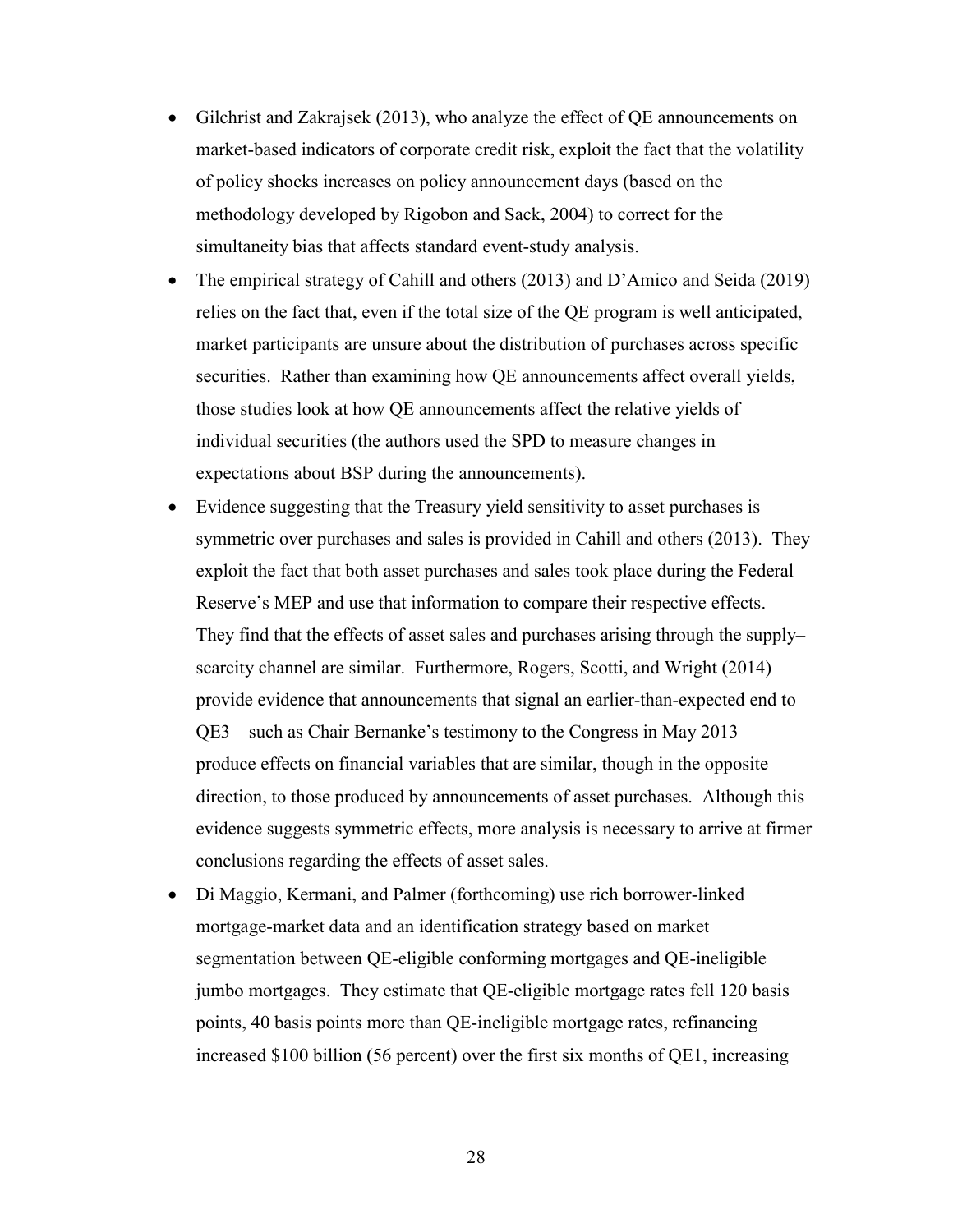- Gilchrist and Zakrajsek (2013), who analyze the effect of QE announcements on market-based indicators of corporate credit risk, exploit the fact that the volatility of policy shocks increases on policy announcement days (based on the methodology developed by Rigobon and Sack, 2004) to correct for the simultaneity bias that affects standard event-study analysis.
- The empirical strategy of Cahill and others (2013) and D'Amico and Seida (2019) relies on the fact that, even if the total size of the QE program is well anticipated, market participants are unsure about the distribution of purchases across specific securities. Rather than examining how QE announcements affect overall yields, those studies look at how QE announcements affect the relative yields of individual securities (the authors used the SPD to measure changes in expectations about BSP during the announcements).
- Evidence suggesting that the Treasury yield sensitivity to asset purchases is symmetric over purchases and sales is provided in Cahill and others (2013). They exploit the fact that both asset purchases and sales took place during the Federal Reserve's MEP and use that information to compare their respective effects. They find that the effects of asset sales and purchases arising through the supply–scarcity channel are similar. Furthermore, Rogers, Scotti, and Wright (2014) provide evidence that announcements that signal an earlier-than-expected end to QE3—such as Chair Bernanke's testimony to the Congress in May 2013—produce effects on financial variables that are similar, though in the opposite direction, to those produced by announcements of asset purchases. Although this evidence suggests symmetric effects, more analysis is necessary to arrive at firmer conclusions regarding the effects of asset sales.
- Di Maggio, Kermani, and Palmer (forthcoming) use rich borrower-linked mortgage-market data and an identification strategy based on market segmentation between QE-eligible conforming mortgages and QE-ineligible jumbo mortgages. They estimate that QE-eligible mortgage rates fell 120 basis points, 40 basis points more than QE-ineligible mortgage rates, refinancing increased \$100 billion (56 percent) over the first six months of QE1, increasing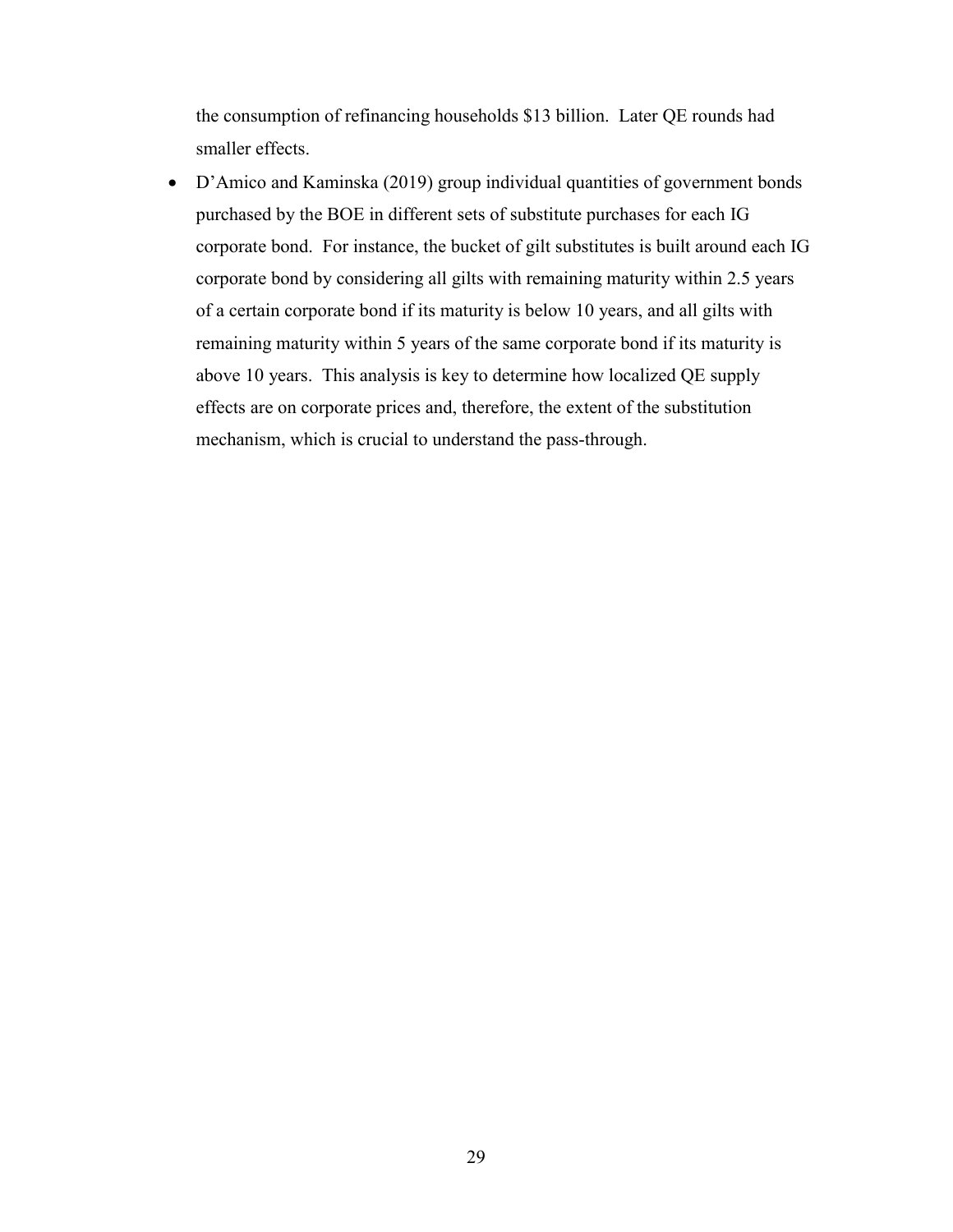the consumption of refinancing households $13 billion. Later QE rounds had smaller effects.

- D'Amico and Kaminska (2019) group individual quantities of government bonds purchased by the BOE in different sets of substitute purchases for each IG corporate bond. For instance, the bucket of gilt substitutes is built around each IG corporate bond by considering all gilts with remaining maturity within 2.5 years of a certain corporate bond if its maturity is below 10 years, and all gilts with remaining maturity within 5 years of the same corporate bond if its maturity is above 10 years. This analysis is key to determine how localized QE supply effects are on corporate prices and, therefore, the extent of the substitution mechanism, which is crucial to understand the pass-through.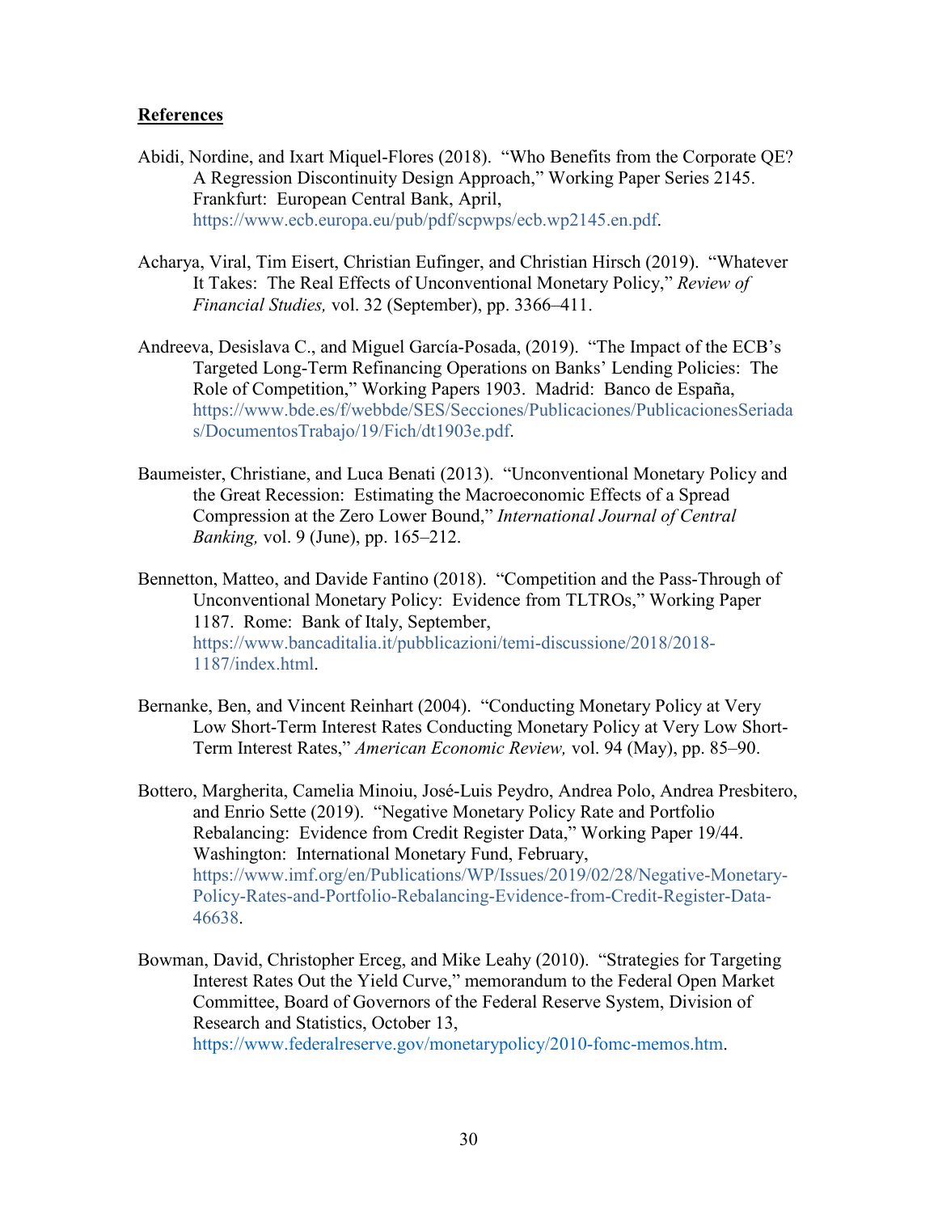**References**

Abidi, Nordine, and Ixart Miquel-Flores (2018). "Who Benefits from the Corporate QE? A Regression Discontinuity Design Approach," Working Paper Series 2145. Frankfurt: European Central Bank, April, https://www.ecb.europa.eu/pub/pdf/scpwps/ecb.wp2145.en.pdf.

Acharya, Viral, Tim Eisert, Christian Eufinger, and Christian Hirsch (2019). "Whatever It Takes: The Real Effects of Unconventional Monetary Policy," *Review of Financial Studies,* vol. 32 (September), pp. 3366–411.

Andreeva, Desislava C., and Miguel García-Posada, (2019). "The Impact of the ECB's Targeted Long-Term Refinancing Operations on Banks' Lending Policies: The Role of Competition," Working Papers 1903. Madrid: Banco de España, https://www.bde.es/f/webbde/SES/Secciones/Publicaciones/PublicacionesSeriadas/DocumentosTrabajo/19/Fich/dt1903e.pdf.

Baumeister, Christiane, and Luca Benati (2013). "Unconventional Monetary Policy and the Great Recession: Estimating the Macroeconomic Effects of a Spread Compression at the Zero Lower Bound," *International Journal of Central Banking,* vol. 9 (June), pp. 165–212.

Bennetton, Matteo, and Davide Fantino (2018). "Competition and the Pass-Through of Unconventional Monetary Policy: Evidence from TLTROs," Working Paper 1187. Rome: Bank of Italy, September, https://www.bancaditalia.it/pubblicazioni/temi-discussione/2018/2018-1187/index.html.

Bernanke, Ben, and Vincent Reinhart (2004). "Conducting Monetary Policy at Very Low Short-Term Interest Rates Conducting Monetary Policy at Very Low Short-Term Interest Rates," *American Economic Review,* vol. 94 (May), pp. 85–90.

Bottero, Margherita, Camelia Minoiu, José-Luis Peydro, Andrea Polo, Andrea Presbitero, and Enrio Sette (2019). "Negative Monetary Policy Rate and Portfolio Rebalancing: Evidence from Credit Register Data," Working Paper 19/44. Washington: International Monetary Fund, February, https://www.imf.org/en/Publications/WP/Issues/2019/02/28/Negative-Monetary-Policy-Rates-and-Portfolio-Rebalancing-Evidence-from-Credit-Register-Data-46638.

Bowman, David, Christopher Erceg, and Mike Leahy (2010). "Strategies for Targeting Interest Rates Out the Yield Curve," memorandum to the Federal Open Market Committee, Board of Governors of the Federal Reserve System, Division of Research and Statistics, October 13, https://www.federalreserve.gov/monetarypolicy/2010-fomc-memos.htm.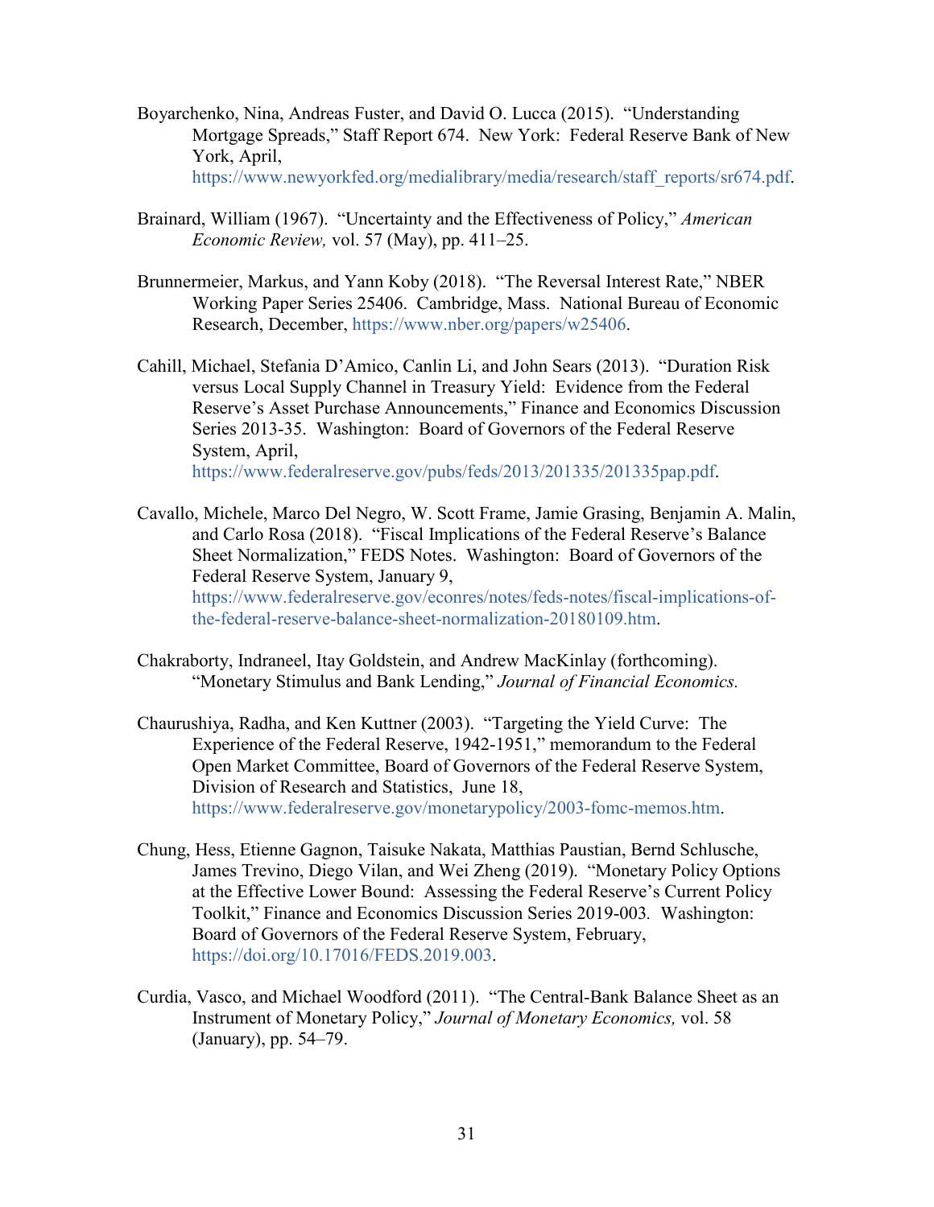Boyarchenko, Nina, Andreas Fuster, and David O. Lucca (2015). "Understanding Mortgage Spreads," Staff Report 674. New York: Federal Reserve Bank of New York, April, https://www.newyorkfed.org/medialibrary/media/research/staff_reports/sr674.pdf.

Brainard, William (1967). "Uncertainty and the Effectiveness of Policy," *American Economic Review,* vol. 57 (May), pp. 411–25.

Brunnermeier, Markus, and Yann Koby (2018). "The Reversal Interest Rate," NBER Working Paper Series 25406. Cambridge, Mass. National Bureau of Economic Research, December, https://www.nber.org/papers/w25406.

Cahill, Michael, Stefania D'Amico, Canlin Li, and John Sears (2013). "Duration Risk versus Local Supply Channel in Treasury Yield: Evidence from the Federal Reserve's Asset Purchase Announcements," Finance and Economics Discussion Series 2013-35. Washington: Board of Governors of the Federal Reserve System, April, https://www.federalreserve.gov/pubs/feds/2013/201335/201335pap.pdf.

Cavallo, Michele, Marco Del Negro, W. Scott Frame, Jamie Grasing, Benjamin A. Malin, and Carlo Rosa (2018). "Fiscal Implications of the Federal Reserve's Balance Sheet Normalization," FEDS Notes. Washington: Board of Governors of the Federal Reserve System, January 9, https://www.federalreserve.gov/econres/notes/feds-notes/fiscal-implications-of-the-federal-reserve-balance-sheet-normalization-20180109.htm.

Chakraborty, Indraneel, Itay Goldstein, and Andrew MacKinlay (forthcoming). "Monetary Stimulus and Bank Lending," *Journal of Financial Economics.*

Chaurushiya, Radha, and Ken Kuttner (2003). "Targeting the Yield Curve: The Experience of the Federal Reserve, 1942-1951," memorandum to the Federal Open Market Committee, Board of Governors of the Federal Reserve System, Division of Research and Statistics, June 18, https://www.federalreserve.gov/monetarypolicy/2003-fomc-memos.htm.

Chung, Hess, Etienne Gagnon, Taisuke Nakata, Matthias Paustian, Bernd Schlusche, James Trevino, Diego Vilan, and Wei Zheng (2019). "Monetary Policy Options at the Effective Lower Bound: Assessing the Federal Reserve's Current Policy Toolkit," Finance and Economics Discussion Series 2019-003*.* Washington: Board of Governors of the Federal Reserve System, February, https://doi.org/10.17016/FEDS.2019.003.

Curdia, Vasco, and Michael Woodford (2011). "The Central-Bank Balance Sheet as an Instrument of Monetary Policy," *Journal of Monetary Economics,* vol. 58 (January), pp. 54–79.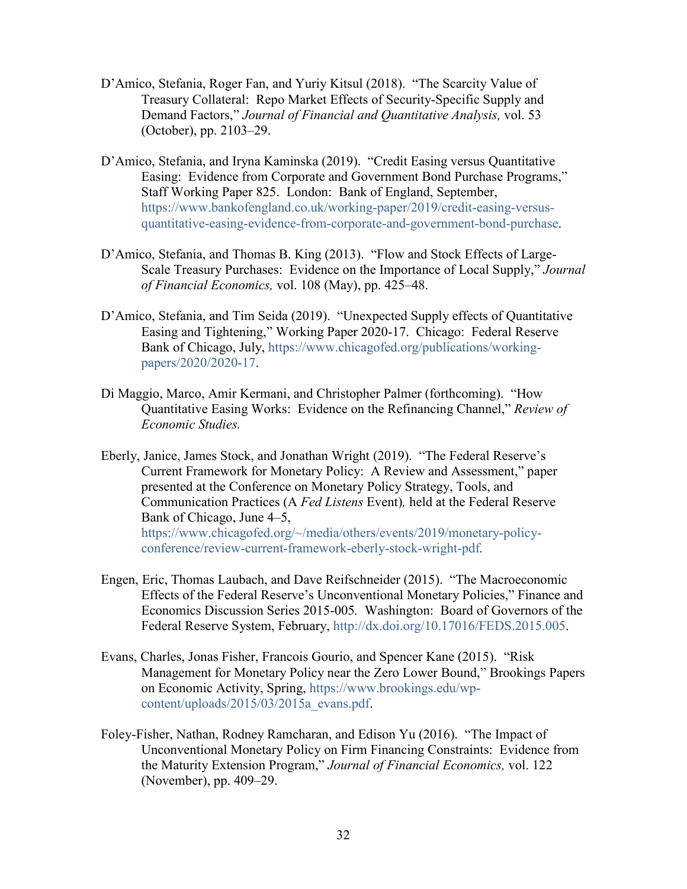D'Amico, Stefania, Roger Fan, and Yuriy Kitsul (2018). "The Scarcity Value of Treasury Collateral: Repo Market Effects of Security-Specific Supply and Demand Factors," *Journal of Financial and Quantitative Analysis,* vol. 53 (October), pp. 2103–29.

D'Amico, Stefania, and Iryna Kaminska (2019). "Credit Easing versus Quantitative Easing: Evidence from Corporate and Government Bond Purchase Programs," Staff Working Paper 825. London: Bank of England, September, https://www.bankofengland.co.uk/working-paper/2019/credit-easing-versus-quantitative-easing-evidence-from-corporate-and-government-bond-purchase.

D'Amico, Stefania, and Thomas B. King (2013). "Flow and Stock Effects of Large-Scale Treasury Purchases: Evidence on the Importance of Local Supply," *Journal of Financial Economics,* vol. 108 (May), pp. 425–48.

D'Amico, Stefania, and Tim Seida (2019). "Unexpected Supply effects of Quantitative Easing and Tightening," Working Paper 2020-17. Chicago: Federal Reserve Bank of Chicago, July, https://www.chicagofed.org/publications/working-papers/2020/2020-17.

Di Maggio, Marco, Amir Kermani, and Christopher Palmer (forthcoming). "How Quantitative Easing Works: Evidence on the Refinancing Channel," *Review of Economic Studies.*

Eberly, Janice, James Stock, and Jonathan Wright (2019). "The Federal Reserve's Current Framework for Monetary Policy: A Review and Assessment," paper presented at the Conference on Monetary Policy Strategy, Tools, and Communication Practices (A *Fed Listens* Event)*,* held at the Federal Reserve Bank of Chicago, June 4–5, https://www.chicagofed.org/~/media/others/events/2019/monetary-policy-conference/review-current-framework-eberly-stock-wright-pdf.

Engen, Eric, Thomas Laubach, and Dave Reifschneider (2015). "The Macroeconomic Effects of the Federal Reserve's Unconventional Monetary Policies," Finance and Economics Discussion Series 2015-005*.* Washington: Board of Governors of the Federal Reserve System, February, http://dx.doi.org/10.17016/FEDS.2015.005.

Evans, Charles, Jonas Fisher, Francois Gourio, and Spencer Kane (2015). "Risk Management for Monetary Policy near the Zero Lower Bound," Brookings Papers on Economic Activity, Spring, https://www.brookings.edu/wp-content/uploads/2015/03/2015a_evans.pdf.

Foley-Fisher, Nathan, Rodney Ramcharan, and Edison Yu (2016). "The Impact of Unconventional Monetary Policy on Firm Financing Constraints: Evidence from the Maturity Extension Program," *Journal of Financial Economics,* vol. 122 (November), pp. 409–29.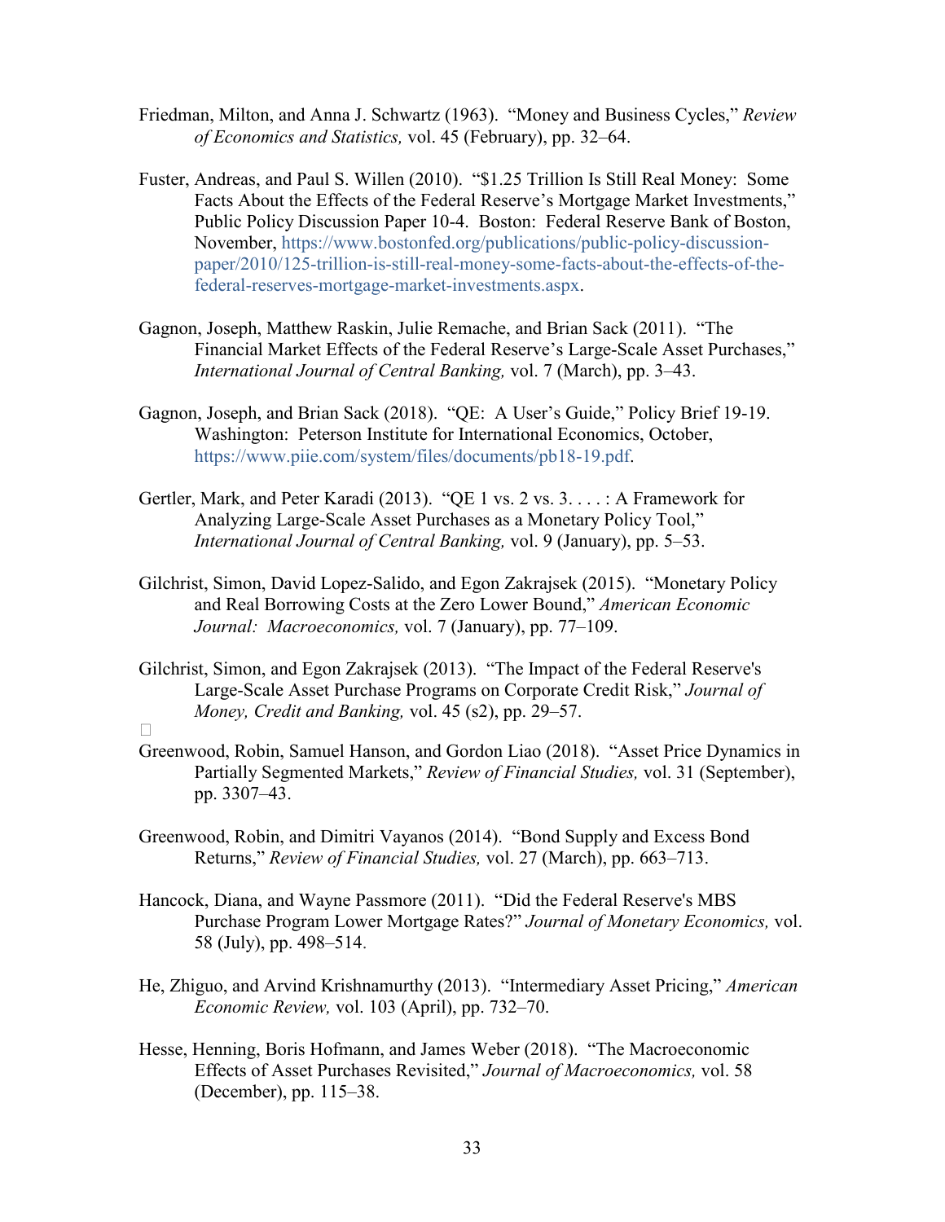Friedman, Milton, and Anna J. Schwartz (1963). "Money and Business Cycles," *Review of Economics and Statistics,* vol. 45 (February), pp. 32–64.

Fuster, Andreas, and Paul S. Willen (2010). "$1.25 Trillion Is Still Real Money: Some Facts About the Effects of the Federal Reserve's Mortgage Market Investments," Public Policy Discussion Paper 10-4. Boston: Federal Reserve Bank of Boston, November, https://www.bostonfed.org/publications/public-policy-discussion-paper/2010/125-trillion-is-still-real-money-some-facts-about-the-effects-of-the-federal-reserves-mortgage-market-investments.aspx.

Gagnon, Joseph, Matthew Raskin, Julie Remache, and Brian Sack (2011). "The Financial Market Effects of the Federal Reserve's Large-Scale Asset Purchases," *International Journal of Central Banking,* vol. 7 (March), pp. 3–43.

Gagnon, Joseph, and Brian Sack (2018). "QE: A User's Guide," Policy Brief 19-19. Washington: Peterson Institute for International Economics, October, https://www.piie.com/system/files/documents/pb18-19.pdf.

Gertler, Mark, and Peter Karadi (2013). "QE 1 vs. 2 vs. 3. . . . : A Framework for Analyzing Large-Scale Asset Purchases as a Monetary Policy Tool," *International Journal of Central Banking,* vol. 9 (January), pp. 5–53.

Gilchrist, Simon, David Lopez-Salido, and Egon Zakrajsek (2015). "Monetary Policy and Real Borrowing Costs at the Zero Lower Bound," *American Economic Journal: Macroeconomics,* vol. 7 (January), pp. 77–109.

Gilchrist, Simon, and Egon Zakrajsek (2013). "The Impact of the Federal Reserve's Large-Scale Asset Purchase Programs on Corporate Credit Risk," *Journal of Money, Credit and Banking,* vol. 45 (s2), pp. 29–57.

Greenwood, Robin, Samuel Hanson, and Gordon Liao (2018). "Asset Price Dynamics in Partially Segmented Markets," *Review of Financial Studies,* vol. 31 (September), pp. 3307–43.

Greenwood, Robin, and Dimitri Vayanos (2014). "Bond Supply and Excess Bond Returns," *Review of Financial Studies,* vol. 27 (March), pp. 663–713.

Hancock, Diana, and Wayne Passmore (2011). "Did the Federal Reserve's MBS Purchase Program Lower Mortgage Rates?" *Journal of Monetary Economics,* vol. 58 (July), pp. 498–514.

He, Zhiguo, and Arvind Krishnamurthy (2013). "Intermediary Asset Pricing," *American Economic Review,* vol. 103 (April), pp. 732–70.

Hesse, Henning, Boris Hofmann, and James Weber (2018). "The Macroeconomic Effects of Asset Purchases Revisited," *Journal of Macroeconomics,* vol. 58 (December), pp. 115–38.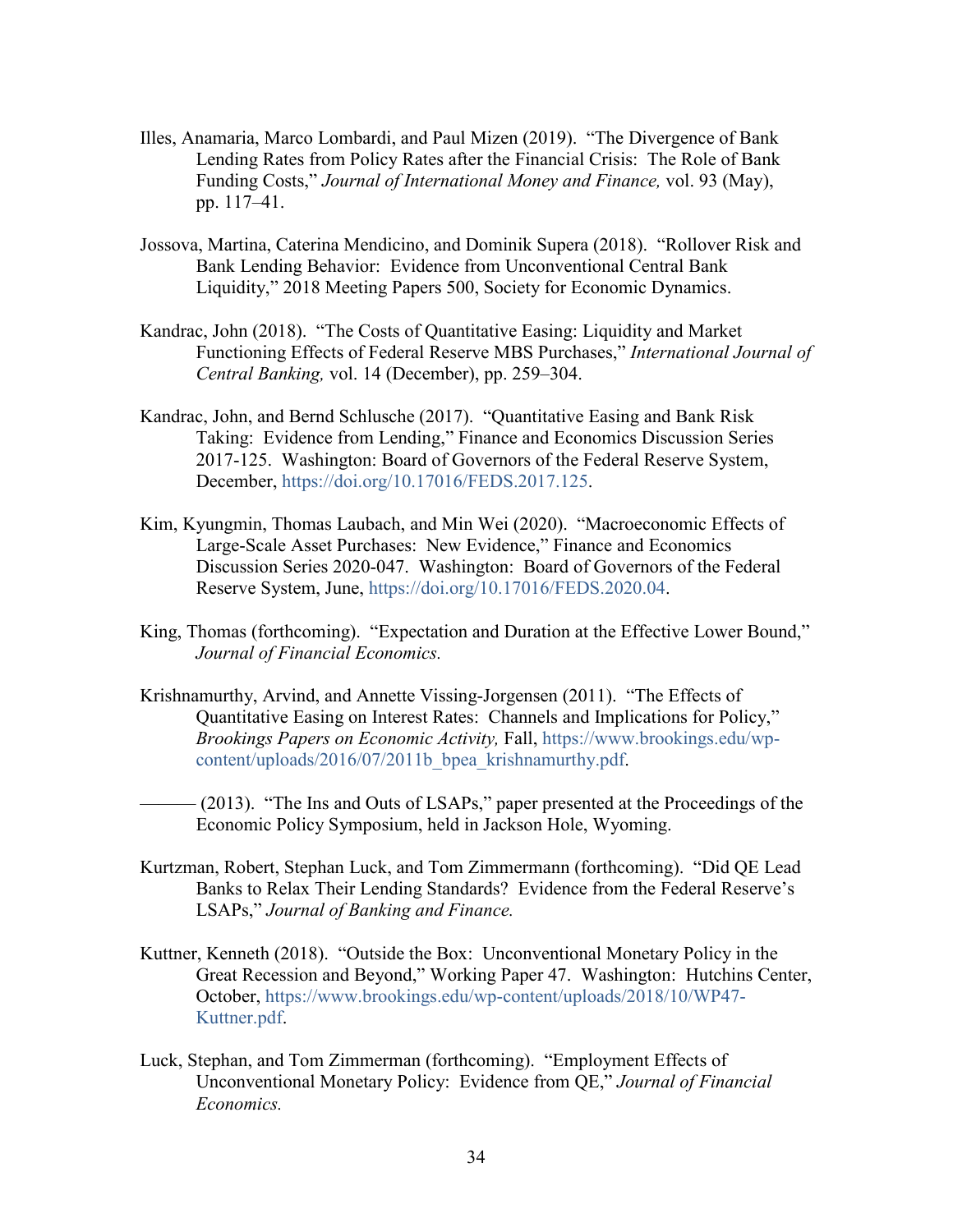Illes, Anamaria, Marco Lombardi, and Paul Mizen (2019). "The Divergence of Bank Lending Rates from Policy Rates after the Financial Crisis: The Role of Bank Funding Costs," *Journal of International Money and Finance,* vol. 93 (May), pp. 117–41.

Jossova, Martina, Caterina Mendicino, and Dominik Supera (2018). "Rollover Risk and Bank Lending Behavior: Evidence from Unconventional Central Bank Liquidity," 2018 Meeting Papers 500, Society for Economic Dynamics.

Kandrac, John (2018). "The Costs of Quantitative Easing: Liquidity and Market Functioning Effects of Federal Reserve MBS Purchases," *International Journal of Central Banking,* vol. 14 (December), pp. 259–304.

Kandrac, John, and Bernd Schlusche (2017). "Quantitative Easing and Bank Risk Taking: Evidence from Lending," Finance and Economics Discussion Series 2017-125. Washington: Board of Governors of the Federal Reserve System, December, https://doi.org/10.17016/FEDS.2017.125.

Kim, Kyungmin, Thomas Laubach, and Min Wei (2020). "Macroeconomic Effects of Large-Scale Asset Purchases: New Evidence," Finance and Economics Discussion Series 2020-047. Washington: Board of Governors of the Federal Reserve System, June, https://doi.org/10.17016/FEDS.2020.04.

King, Thomas (forthcoming). "Expectation and Duration at the Effective Lower Bound," *Journal of Financial Economics.*

Krishnamurthy, Arvind, and Annette Vissing-Jorgensen (2011). "The Effects of Quantitative Easing on Interest Rates: Channels and Implications for Policy," *Brookings Papers on Economic Activity,* Fall, https://www.brookings.edu/wp-content/uploads/2016/07/2011b_bpea_krishnamurthy.pdf.

——— (2013). "The Ins and Outs of LSAPs," paper presented at the Proceedings of the Economic Policy Symposium, held in Jackson Hole, Wyoming.

Kurtzman, Robert, Stephan Luck, and Tom Zimmermann (forthcoming). "Did QE Lead Banks to Relax Their Lending Standards? Evidence from the Federal Reserve's LSAPs," *Journal of Banking and Finance.*

Kuttner, Kenneth (2018). "Outside the Box: Unconventional Monetary Policy in the Great Recession and Beyond," Working Paper 47. Washington: Hutchins Center, October, https://www.brookings.edu/wp-content/uploads/2018/10/WP47-Kuttner.pdf.

Luck, Stephan, and Tom Zimmerman (forthcoming). "Employment Effects of Unconventional Monetary Policy: Evidence from QE," *Journal of Financial Economics.*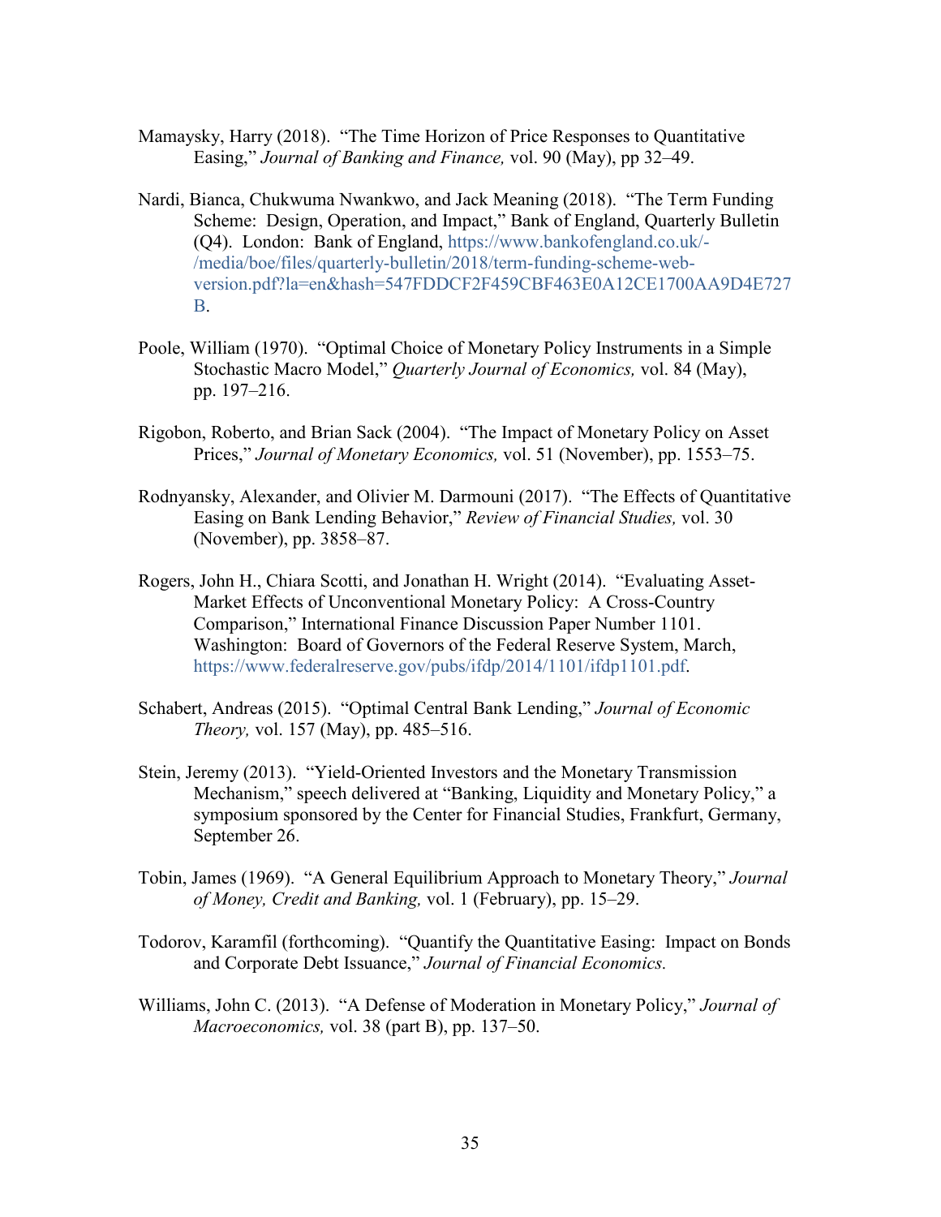Mamaysky, Harry (2018). "The Time Horizon of Price Responses to Quantitative Easing," *Journal of Banking and Finance,* vol. 90 (May), pp 32–49.

Nardi, Bianca, Chukwuma Nwankwo, and Jack Meaning (2018). "The Term Funding Scheme: Design, Operation, and Impact," Bank of England, Quarterly Bulletin (Q4). London: Bank of England, https://www.bankofengland.co.uk/-/media/boe/files/quarterly-bulletin/2018/term-funding-scheme-web-version.pdf?la=en&hash=547FDDCF2F459CBF463E0A12CE1700AA9D4E727B.

Poole, William (1970). "Optimal Choice of Monetary Policy Instruments in a Simple Stochastic Macro Model," *Quarterly Journal of Economics,* vol. 84 (May), pp. 197–216.

Rigobon, Roberto, and Brian Sack (2004). "The Impact of Monetary Policy on Asset Prices," *Journal of Monetary Economics,* vol. 51 (November), pp. 1553–75.

Rodnyansky, Alexander, and Olivier M. Darmouni (2017). "The Effects of Quantitative Easing on Bank Lending Behavior," *Review of Financial Studies,* vol. 30 (November), pp. 3858–87.

Rogers, John H., Chiara Scotti, and Jonathan H. Wright (2014). "Evaluating Asset-Market Effects of Unconventional Monetary Policy: A Cross-Country Comparison," International Finance Discussion Paper Number 1101. Washington: Board of Governors of the Federal Reserve System, March, https://www.federalreserve.gov/pubs/ifdp/2014/1101/ifdp1101.pdf.

Schabert, Andreas (2015). "Optimal Central Bank Lending," *Journal of Economic Theory,* vol. 157 (May), pp. 485–516.

Stein, Jeremy (2013). "Yield-Oriented Investors and the Monetary Transmission Mechanism," speech delivered at "Banking, Liquidity and Monetary Policy," a symposium sponsored by the Center for Financial Studies, Frankfurt, Germany, September 26.

Tobin, James (1969). "A General Equilibrium Approach to Monetary Theory," *Journal of Money, Credit and Banking,* vol. 1 (February), pp. 15–29.

Todorov, Karamfil (forthcoming). "Quantify the Quantitative Easing: Impact on Bonds and Corporate Debt Issuance," *Journal of Financial Economics.*

Williams, John C. (2013). "A Defense of Moderation in Monetary Policy," *Journal of Macroeconomics,* vol. 38 (part B), pp. 137–50.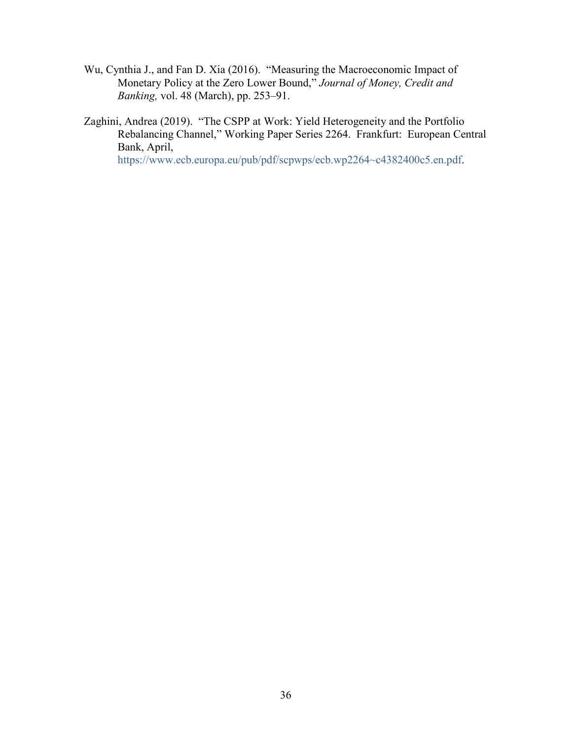Wu, Cynthia J., and Fan D. Xia (2016). "Measuring the Macroeconomic Impact of Monetary Policy at the Zero Lower Bound," *Journal of Money, Credit and Banking,* vol. 48 (March), pp. 253–91.

Zaghini, Andrea (2019). "The CSPP at Work: Yield Heterogeneity and the Portfolio Rebalancing Channel," Working Paper Series 2264. Frankfurt: European Central Bank, April, https://www.ecb.europa.eu/pub/pdf/scpwps/ecb.wp2264~c4382400c5.en.pdf.